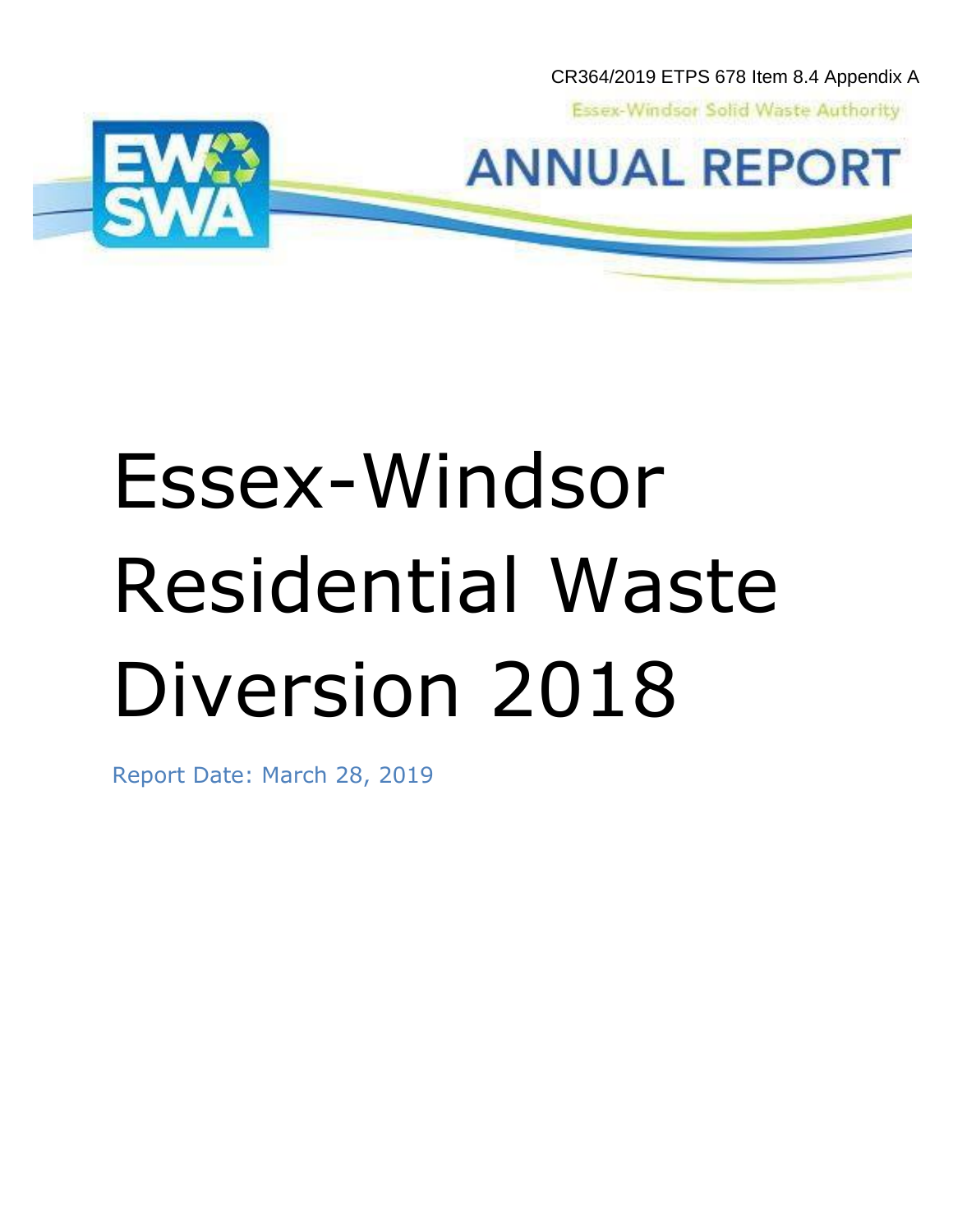CR364/2019 ETPS 678 Item 8.4 Appendix A

Essex-Windsor Solid Waste Authority

ANNUAL REPORT

# Essex-Windsor Residential Waste Diversion 2018

Report Date: March 28, 2019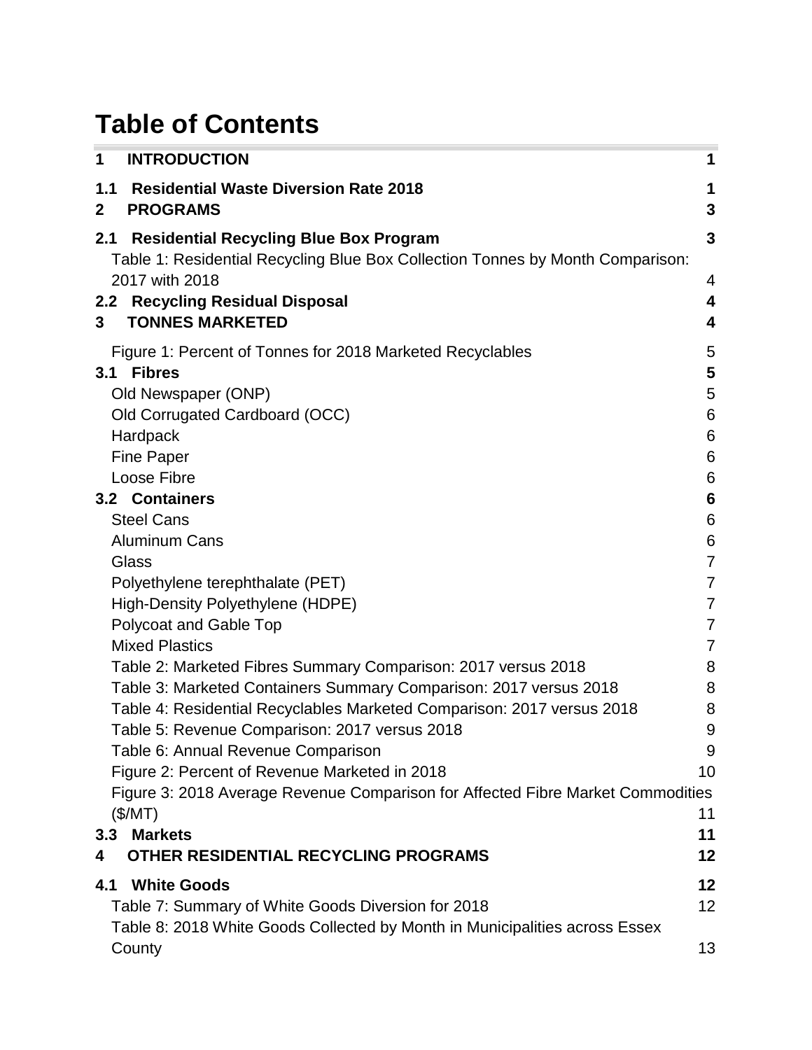# Table of Contents

| | |
|---|---|
| **1 INTRODUCTION** | **1** |
| **1.1 Residential Waste Diversion Rate 2018** | **1** |
| **2 PROGRAMS** | **3** |
| **2.1 Residential Recycling Blue Box Program** | **3** |
| Table 1: Residential Recycling Blue Box Collection Tonnes by Month Comparison: 2017 with 2018 | 4 |
| **2.2 Recycling Residual Disposal** | **4** |
| **3 TONNES MARKETED** | **4** |
| Figure 1: Percent of Tonnes for 2018 Marketed Recyclables | 5 |
| **3.1 Fibres** | **5** |
| Old Newspaper (ONP) | 5 |
| Old Corrugated Cardboard (OCC) | 6 |
| Hardpack | 6 |
| Fine Paper | 6 |
| Loose Fibre | 6 |
| **3.2 Containers** | **6** |
| Steel Cans | 6 |
| Aluminum Cans | 6 |
| Glass | 7 |
| Polyethylene terephthalate (PET) | 7 |
| High-Density Polyethylene (HDPE) | 7 |
| Polycoat and Gable Top | 7 |
| Mixed Plastics | 7 |
| Table 2: Marketed Fibres Summary Comparison: 2017 versus 2018 | 8 |
| Table 3: Marketed Containers Summary Comparison: 2017 versus 2018 | 8 |
| Table 4: Residential Recyclables Marketed Comparison: 2017 versus 2018 | 8 |
| Table 5: Revenue Comparison: 2017 versus 2018 | 9 |
| Table 6: Annual Revenue Comparison | 9 |
| Figure 2: Percent of Revenue Marketed in 2018 | 10 |
| Figure 3: 2018 Average Revenue Comparison for Affected Fibre Market Commodities ($/MT) | 11 |
| **3.3 Markets** | **11** |
| **4 OTHER RESIDENTIAL RECYCLING PROGRAMS** | **12** |
| **4.1 White Goods** | **12** |
| Table 7: Summary of White Goods Diversion for 2018 | 12 |
| Table 8: 2018 White Goods Collected by Month in Municipalities across Essex County | 13 |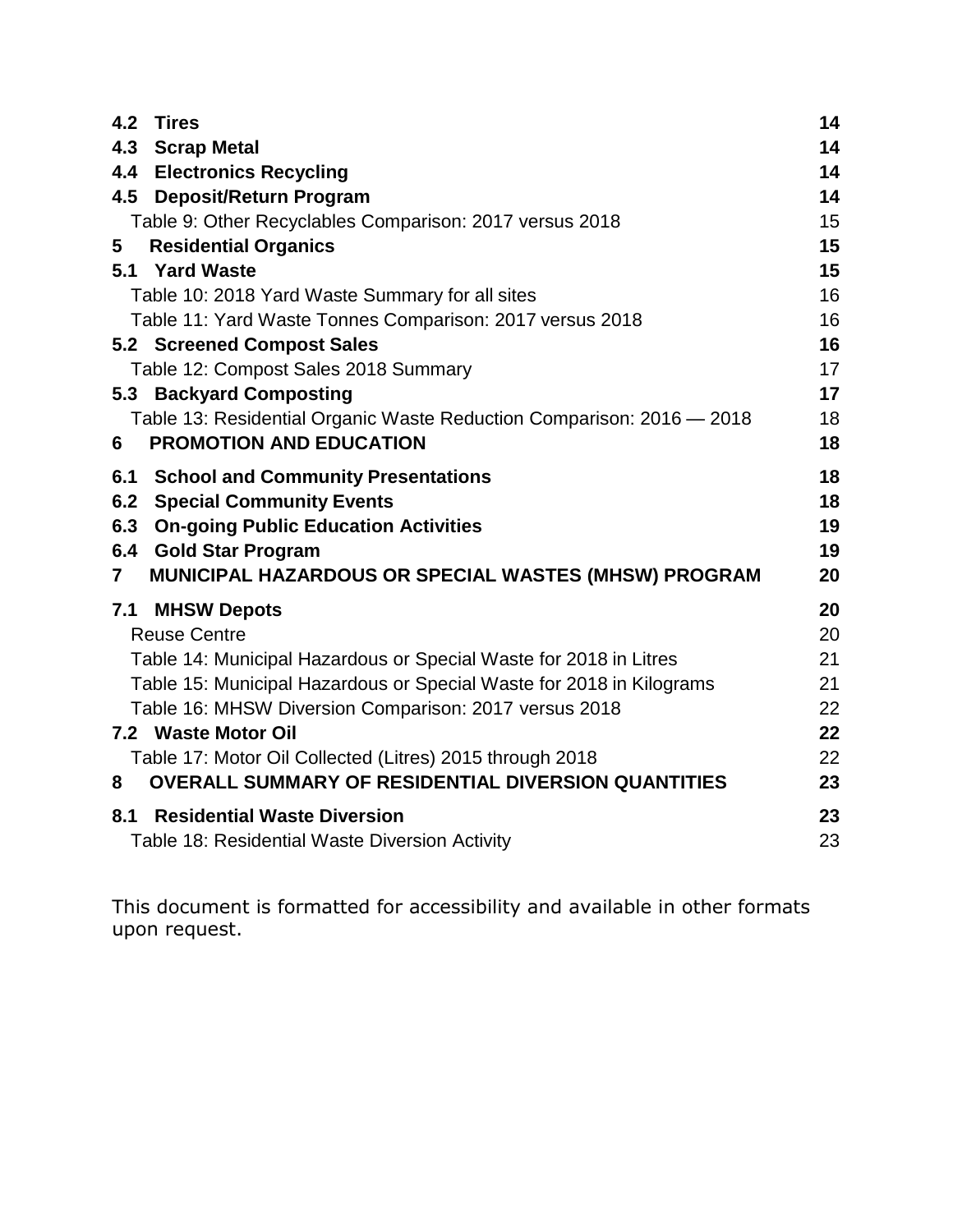| | |
|---|---|
| **4.2 Tires** | **14** |
| **4.3 Scrap Metal** | **14** |
| **4.4 Electronics Recycling** | **14** |
| **4.5 Deposit/Return Program** | **14** |
| Table 9: Other Recyclables Comparison: 2017 versus 2018 | 15 |
| **5 Residential Organics** | **15** |
| **5.1 Yard Waste** | **15** |
| Table 10: 2018 Yard Waste Summary for all sites | 16 |
| Table 11: Yard Waste Tonnes Comparison: 2017 versus 2018 | 16 |
| **5.2 Screened Compost Sales** | **16** |
| Table 12: Compost Sales 2018 Summary | 17 |
| **5.3 Backyard Composting** | **17** |
| Table 13: Residential Organic Waste Reduction Comparison: 2016 — 2018 | 18 |
| **6 PROMOTION AND EDUCATION** | **18** |
| **6.1 School and Community Presentations** | **18** |
| **6.2 Special Community Events** | **18** |
| **6.3 On-going Public Education Activities** | **19** |
| **6.4 Gold Star Program** | **19** |
| **7 MUNICIPAL HAZARDOUS OR SPECIAL WASTES (MHSW) PROGRAM** | **20** |
| **7.1 MHSW Depots** | **20** |
| Reuse Centre | 20 |
| Table 14: Municipal Hazardous or Special Waste for 2018 in Litres | 21 |
| Table 15: Municipal Hazardous or Special Waste for 2018 in Kilograms | 21 |
| Table 16: MHSW Diversion Comparison: 2017 versus 2018 | 22 |
| **7.2 Waste Motor Oil** | **22** |
| Table 17: Motor Oil Collected (Litres) 2015 through 2018 | 22 |
| **8 OVERALL SUMMARY OF RESIDENTIAL DIVERSION QUANTITIES** | **23** |
| **8.1 Residential Waste Diversion** | **23** |
| Table 18: Residential Waste Diversion Activity | 23 |

This document is formatted for accessibility and available in other formats upon request.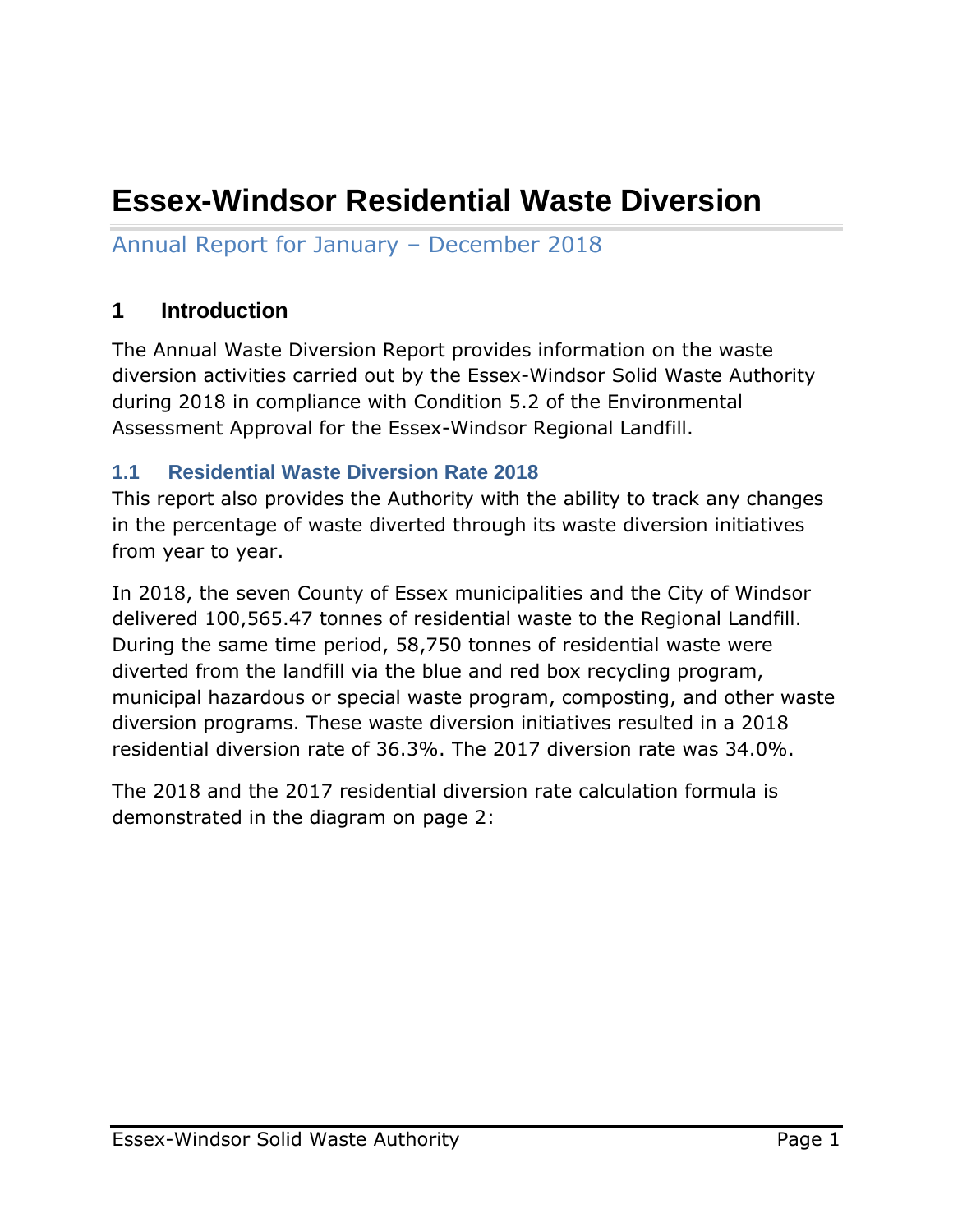# Essex-Windsor Residential Waste Diversion

Annual Report for January – December 2018

## 1 Introduction

The Annual Waste Diversion Report provides information on the waste diversion activities carried out by the Essex-Windsor Solid Waste Authority during 2018 in compliance with Condition 5.2 of the Environmental Assessment Approval for the Essex-Windsor Regional Landfill.

### 1.1 Residential Waste Diversion Rate 2018

This report also provides the Authority with the ability to track any changes in the percentage of waste diverted through its waste diversion initiatives from year to year.

In 2018, the seven County of Essex municipalities and the City of Windsor delivered 100,565.47 tonnes of residential waste to the Regional Landfill. During the same time period, 58,750 tonnes of residential waste were diverted from the landfill via the blue and red box recycling program, municipal hazardous or special waste program, composting, and other waste diversion programs. These waste diversion initiatives resulted in a 2018 residential diversion rate of 36.3%. The 2017 diversion rate was 34.0%.

The 2018 and the 2017 residential diversion rate calculation formula is demonstrated in the diagram on page 2: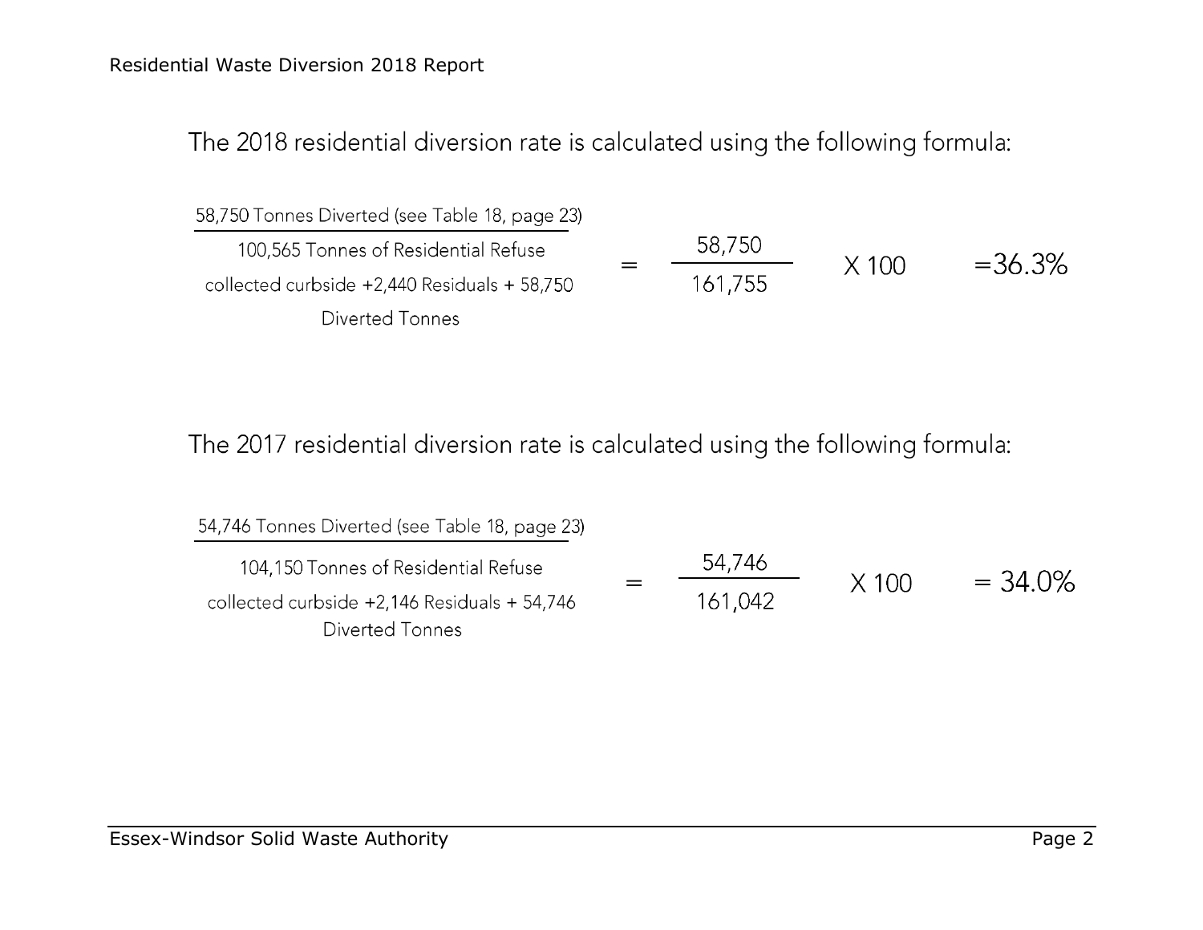The 2018 residential diversion rate is calculated using the following formula:

$$\frac{\text{58,750 Tonnes Diverted (see Table 18, page 23)}}{\text{100,565 Tonnes of Residential Refuse collected curbside +2,440 Residuals + 58,750 Diverted Tonnes}} = \frac{58{,}750}{161{,}755} \times 100 = 36.3\%$$

The 2017 residential diversion rate is calculated using the following formula:

$$\frac{\text{54,746 Tonnes Diverted (see Table 18, page 23)}}{\text{104,150 Tonnes of Residential Refuse collected curbside +2,146 Residuals + 54,746 Diverted Tonnes}} = \frac{54{,}746}{161{,}042} \times 100 = 34.0\%$$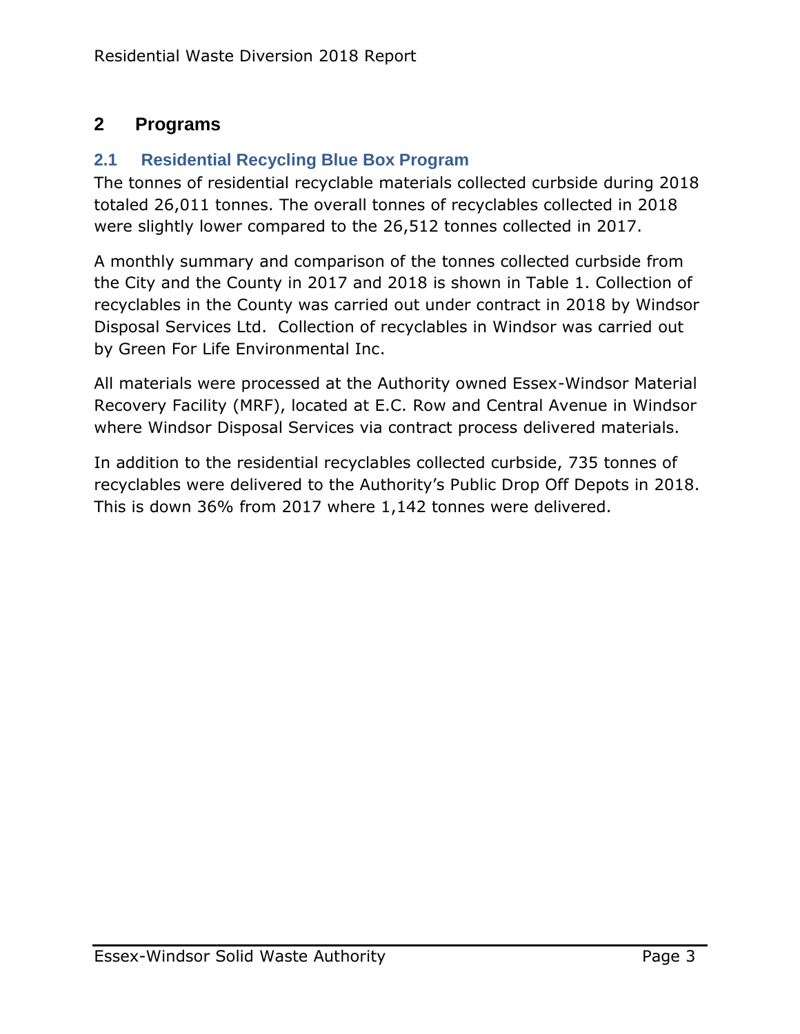# 2 Programs

## 2.1 Residential Recycling Blue Box Program

The tonnes of residential recyclable materials collected curbside during 2018 totaled 26,011 tonnes. The overall tonnes of recyclables collected in 2018 were slightly lower compared to the 26,512 tonnes collected in 2017.

A monthly summary and comparison of the tonnes collected curbside from the City and the County in 2017 and 2018 is shown in Table 1. Collection of recyclables in the County was carried out under contract in 2018 by Windsor Disposal Services Ltd. Collection of recyclables in Windsor was carried out by Green For Life Environmental Inc.

All materials were processed at the Authority owned Essex-Windsor Material Recovery Facility (MRF), located at E.C. Row and Central Avenue in Windsor where Windsor Disposal Services via contract process delivered materials.

In addition to the residential recyclables collected curbside, 735 tonnes of recyclables were delivered to the Authority's Public Drop Off Depots in 2018. This is down 36% from 2017 where 1,142 tonnes were delivered.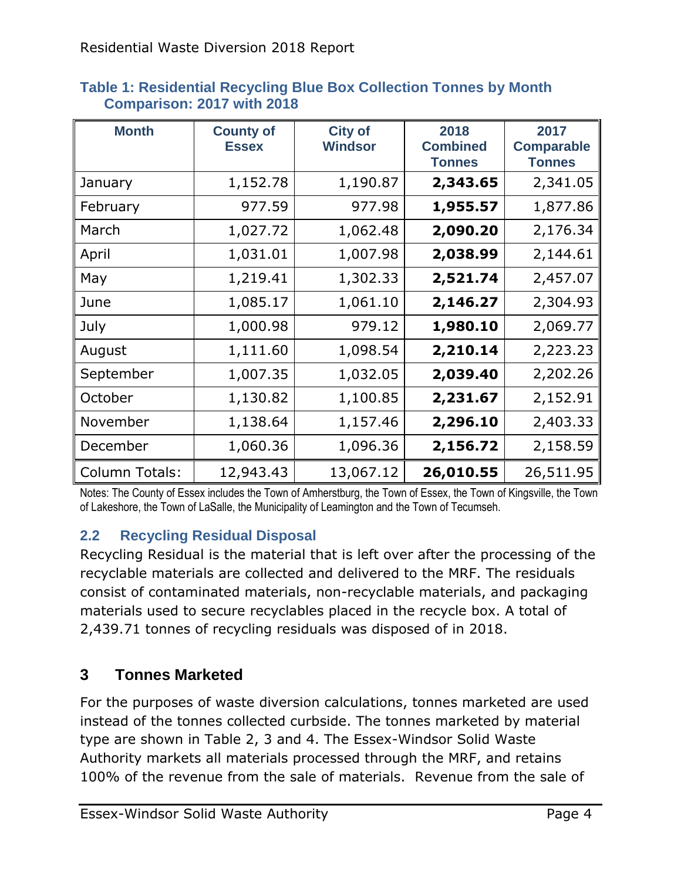**Table 1: Residential Recycling Blue Box Collection Tonnes by Month Comparison: 2017 with 2018**

| Month | County of Essex | City of Windsor | 2018 Combined Tonnes | 2017 Comparable Tonnes |
|---|---|---|---|---|
| January | 1,152.78 | 1,190.87 | **2,343.65** | 2,341.05 |
| February | 977.59 | 977.98 | **1,955.57** | 1,877.86 |
| March | 1,027.72 | 1,062.48 | **2,090.20** | 2,176.34 |
| April | 1,031.01 | 1,007.98 | **2,038.99** | 2,144.61 |
| May | 1,219.41 | 1,302.33 | **2,521.74** | 2,457.07 |
| June | 1,085.17 | 1,061.10 | **2,146.27** | 2,304.93 |
| July | 1,000.98 | 979.12 | **1,980.10** | 2,069.77 |
| August | 1,111.60 | 1,098.54 | **2,210.14** | 2,223.23 |
| September | 1,007.35 | 1,032.05 | **2,039.40** | 2,202.26 |
| October | 1,130.82 | 1,100.85 | **2,231.67** | 2,152.91 |
| November | 1,138.64 | 1,157.46 | **2,296.10** | 2,403.33 |
| December | 1,060.36 | 1,096.36 | **2,156.72** | 2,158.59 |
| Column Totals: | 12,943.43 | 13,067.12 | **26,010.55** | 26,511.95 |

Notes: The County of Essex includes the Town of Amherstburg, the Town of Essex, the Town of Kingsville, the Town of Lakeshore, the Town of LaSalle, the Municipality of Leamington and the Town of Tecumseh.

### 2.2 Recycling Residual Disposal

Recycling Residual is the material that is left over after the processing of the recyclable materials are collected and delivered to the MRF. The residuals consist of contaminated materials, non-recyclable materials, and packaging materials used to secure recyclables placed in the recycle box. A total of 2,439.71 tonnes of recycling residuals was disposed of in 2018.

## 3 Tonnes Marketed

For the purposes of waste diversion calculations, tonnes marketed are used instead of the tonnes collected curbside. The tonnes marketed by material type are shown in Table 2, 3 and 4. The Essex-Windsor Solid Waste Authority markets all materials processed through the MRF, and retains 100% of the revenue from the sale of materials. Revenue from the sale of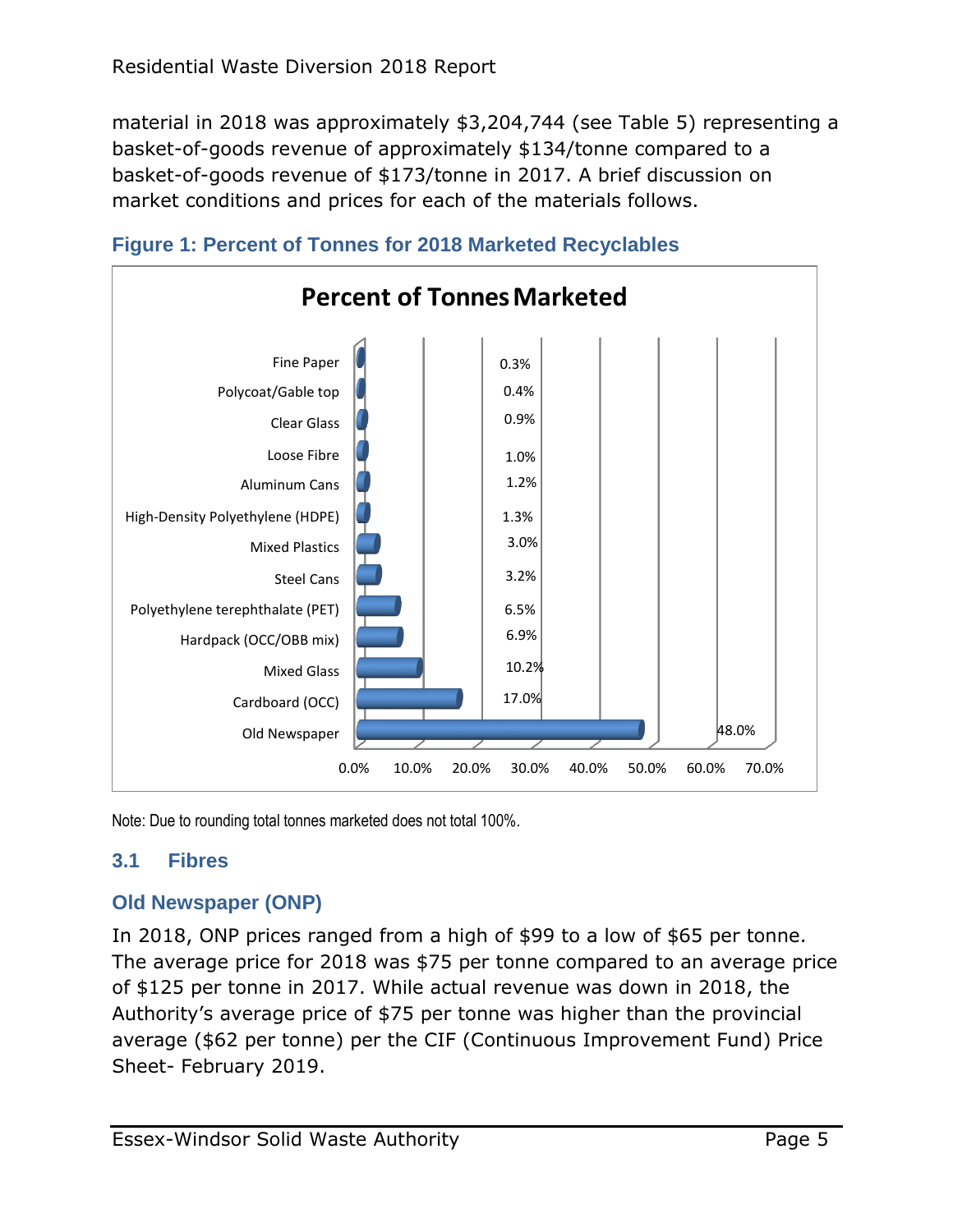material in 2018 was approximately $3,204,744 (see Table 5) representing a basket-of-goods revenue of approximately $134/tonne compared to a basket-of-goods revenue of $173/tonne in 2017. A brief discussion on market conditions and prices for each of the materials follows.

**Figure 1: Percent of Tonnes for 2018 Marketed Recyclables**

**Percent of Tonnes Marketed**

| Material | Percent |
|---|---|
| Fine Paper | 0.3% |
| Polycoat/Gable top | 0.4% |
| Clear Glass | 0.9% |
| Loose Fibre | 1.0% |
| Aluminum Cans | 1.2% |
| High-Density Polyethylene (HDPE) | 1.3% |
| Mixed Plastics | 3.0% |
| Steel Cans | 3.2% |
| Polyethylene terephthalate (PET) | 6.5% |
| Hardpack (OCC/OBB mix) | 6.9% |
| Mixed Glass | 10.2% |
| Cardboard (OCC) | 17.0% |
| Old Newspaper | 48.0% |

Note: Due to rounding total tonnes marketed does not total 100%.

## 3.1 Fibres

### Old Newspaper (ONP)

In 2018, ONP prices ranged from a high of $99 to a low of $65 per tonne. The average price for 2018 was $75 per tonne compared to an average price of $125 per tonne in 2017. While actual revenue was down in 2018, the Authority's average price of $75 per tonne was higher than the provincial average ($62 per tonne) per the CIF (Continuous Improvement Fund) Price Sheet- February 2019.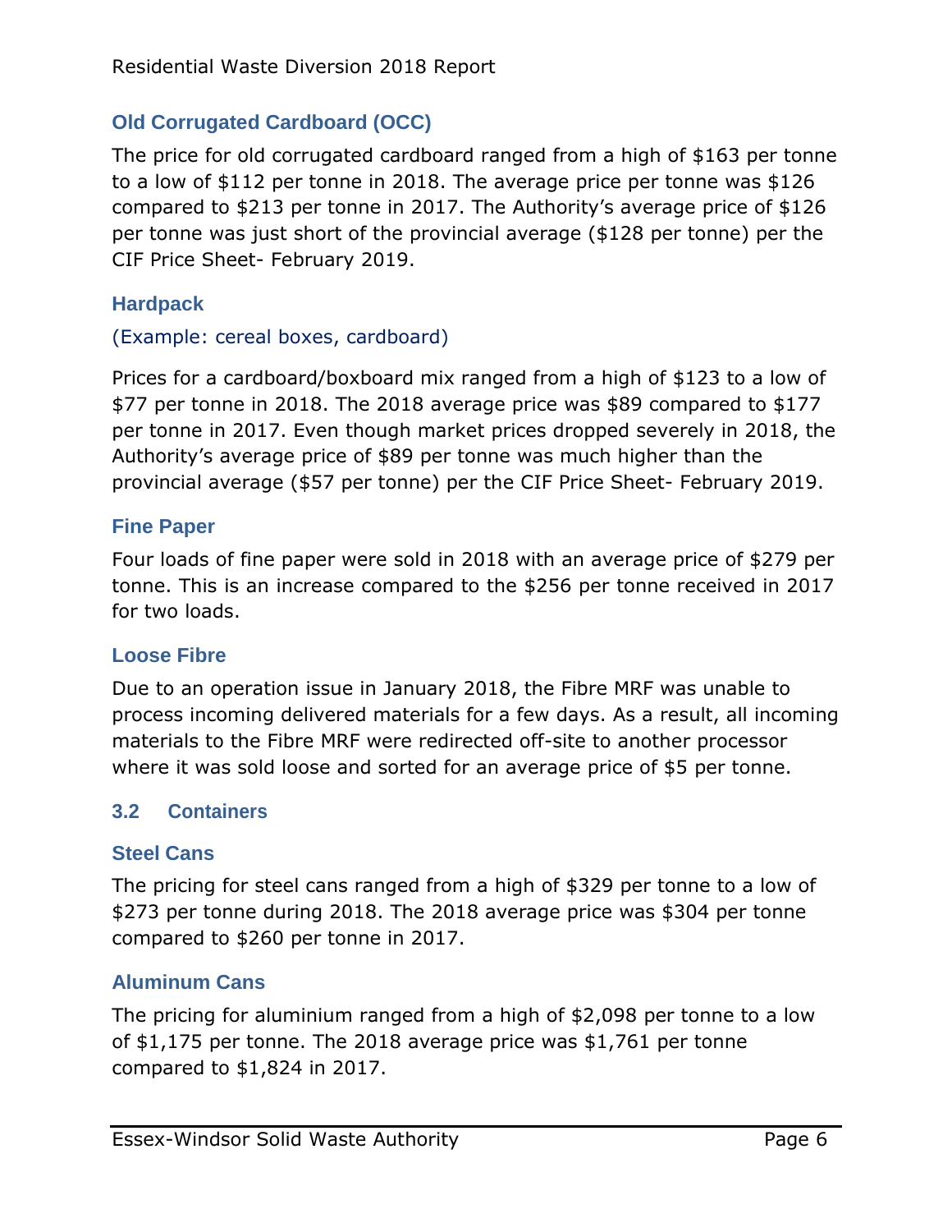### Old Corrugated Cardboard (OCC)

The price for old corrugated cardboard ranged from a high of $163 per tonne to a low of $112 per tonne in 2018. The average price per tonne was $126 compared to $213 per tonne in 2017. The Authority's average price of $126 per tonne was just short of the provincial average ($128 per tonne) per the CIF Price Sheet- February 2019.

### Hardpack

(Example: cereal boxes, cardboard)

Prices for a cardboard/boxboard mix ranged from a high of $123 to a low of $77 per tonne in 2018. The 2018 average price was $89 compared to $177 per tonne in 2017. Even though market prices dropped severely in 2018, the Authority's average price of $89 per tonne was much higher than the provincial average ($57 per tonne) per the CIF Price Sheet- February 2019.

### Fine Paper

Four loads of fine paper were sold in 2018 with an average price of $279 per tonne. This is an increase compared to the $256 per tonne received in 2017 for two loads.

### Loose Fibre

Due to an operation issue in January 2018, the Fibre MRF was unable to process incoming delivered materials for a few days. As a result, all incoming materials to the Fibre MRF were redirected off-site to another processor where it was sold loose and sorted for an average price of $5 per tonne.

## 3.2 Containers

### Steel Cans

The pricing for steel cans ranged from a high of $329 per tonne to a low of $273 per tonne during 2018. The 2018 average price was $304 per tonne compared to $260 per tonne in 2017.

### Aluminum Cans

The pricing for aluminium ranged from a high of $2,098 per tonne to a low of $1,175 per tonne. The 2018 average price was $1,761 per tonne compared to $1,824 in 2017.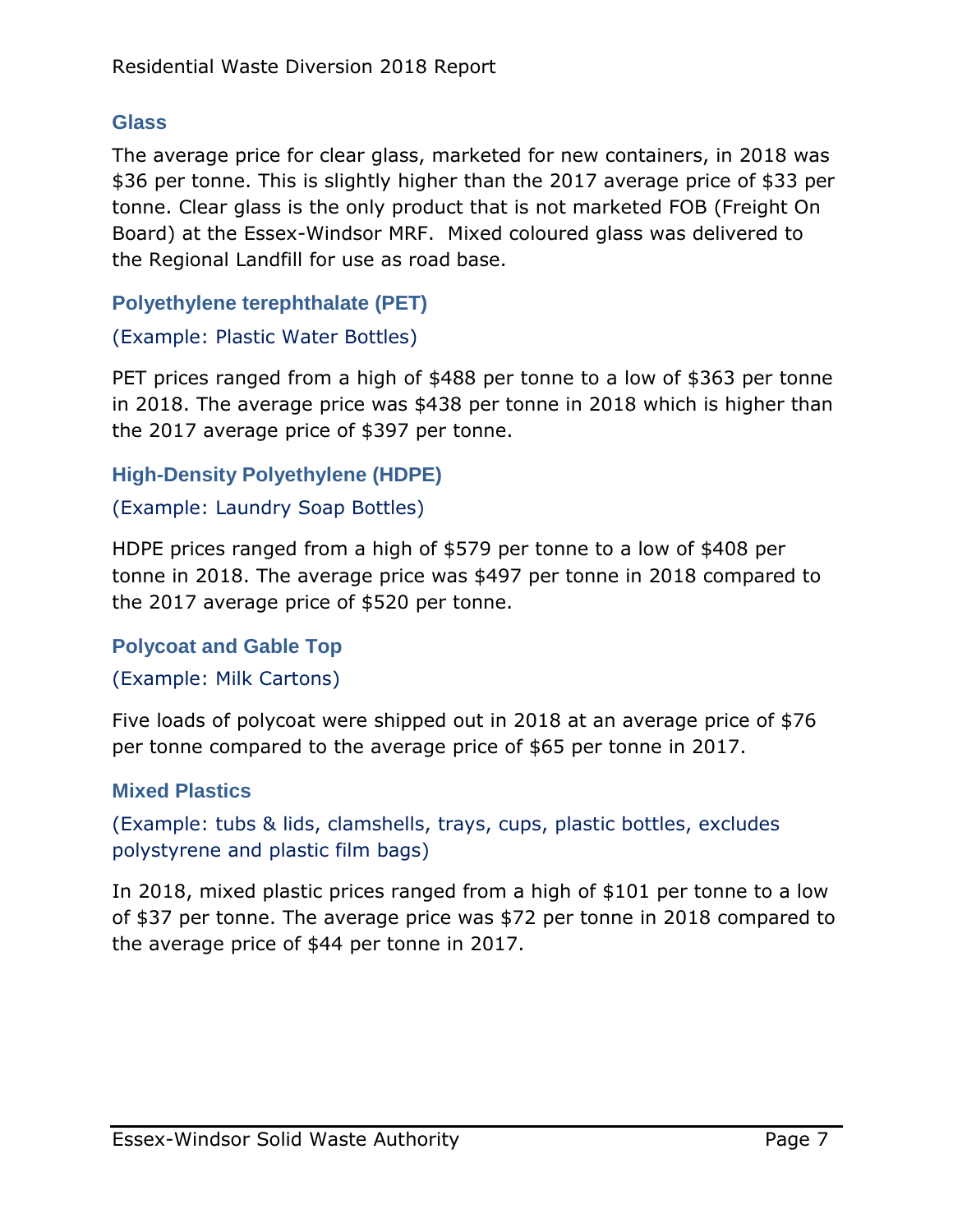## Glass

The average price for clear glass, marketed for new containers, in 2018 was $36 per tonne. This is slightly higher than the 2017 average price of $33 per tonne. Clear glass is the only product that is not marketed FOB (Freight On Board) at the Essex-Windsor MRF. Mixed coloured glass was delivered to the Regional Landfill for use as road base.

## Polyethylene terephthalate (PET)

(Example: Plastic Water Bottles)

PET prices ranged from a high of $488 per tonne to a low of $363 per tonne in 2018. The average price was $438 per tonne in 2018 which is higher than the 2017 average price of $397 per tonne.

## High-Density Polyethylene (HDPE)

(Example: Laundry Soap Bottles)

HDPE prices ranged from a high of $579 per tonne to a low of $408 per tonne in 2018. The average price was $497 per tonne in 2018 compared to the 2017 average price of $520 per tonne.

## Polycoat and Gable Top

(Example: Milk Cartons)

Five loads of polycoat were shipped out in 2018 at an average price of $76 per tonne compared to the average price of $65 per tonne in 2017.

## Mixed Plastics

(Example: tubs & lids, clamshells, trays, cups, plastic bottles, excludes polystyrene and plastic film bags)

In 2018, mixed plastic prices ranged from a high of $101 per tonne to a low of $37 per tonne. The average price was $72 per tonne in 2018 compared to the average price of $44 per tonne in 2017.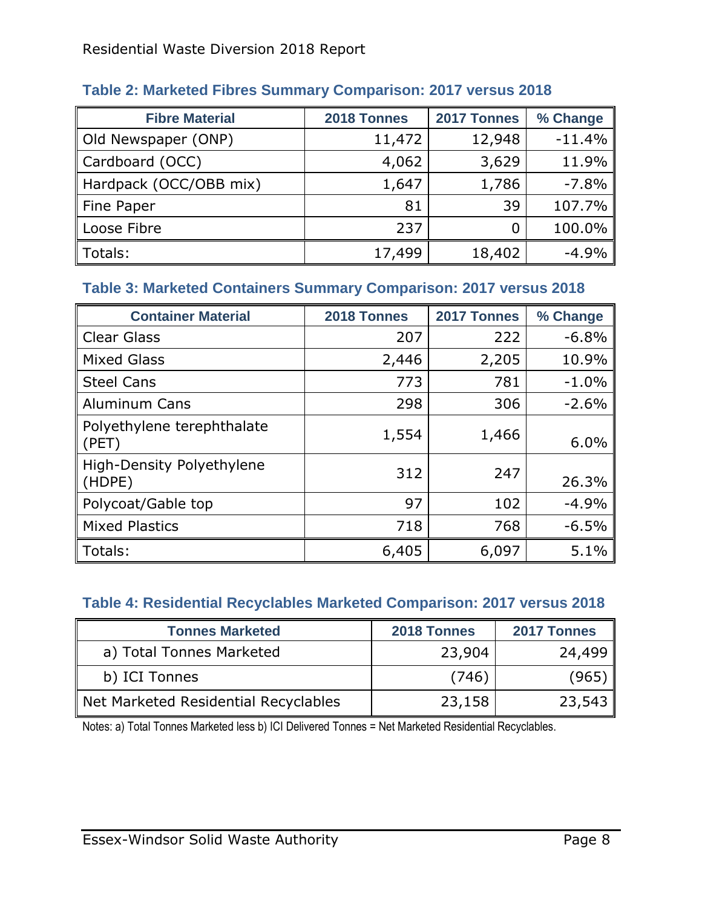### Table 2: Marketed Fibres Summary Comparison: 2017 versus 2018

| Fibre Material | 2018 Tonnes | 2017 Tonnes | % Change |
|---|---|---|---|
| Old Newspaper (ONP) | 11,472 | 12,948 | -11.4% |
| Cardboard (OCC) | 4,062 | 3,629 | 11.9% |
| Hardpack (OCC/OBB mix) | 1,647 | 1,786 | -7.8% |
| Fine Paper | 81 | 39 | 107.7% |
| Loose Fibre | 237 | 0 | 100.0% |
| Totals: | 17,499 | 18,402 | -4.9% |

### Table 3: Marketed Containers Summary Comparison: 2017 versus 2018

| Container Material | 2018 Tonnes | 2017 Tonnes | % Change |
|---|---|---|---|
| Clear Glass | 207 | 222 | -6.8% |
| Mixed Glass | 2,446 | 2,205 | 10.9% |
| Steel Cans | 773 | 781 | -1.0% |
| Aluminum Cans | 298 | 306 | -2.6% |
| Polyethylene terephthalate (PET) | 1,554 | 1,466 | 6.0% |
| High-Density Polyethylene (HDPE) | 312 | 247 | 26.3% |
| Polycoat/Gable top | 97 | 102 | -4.9% |
| Mixed Plastics | 718 | 768 | -6.5% |
| Totals: | 6,405 | 6,097 | 5.1% |

### Table 4: Residential Recyclables Marketed Comparison: 2017 versus 2018

| Tonnes Marketed | 2018 Tonnes | 2017 Tonnes |
|---|---|---|
| a) Total Tonnes Marketed | 23,904 | 24,499 |
| b) ICI Tonnes | (746) | (965) |
| Net Marketed Residential Recyclables | 23,158 | 23,543 |

Notes: a) Total Tonnes Marketed less b) ICI Delivered Tonnes = Net Marketed Residential Recyclables.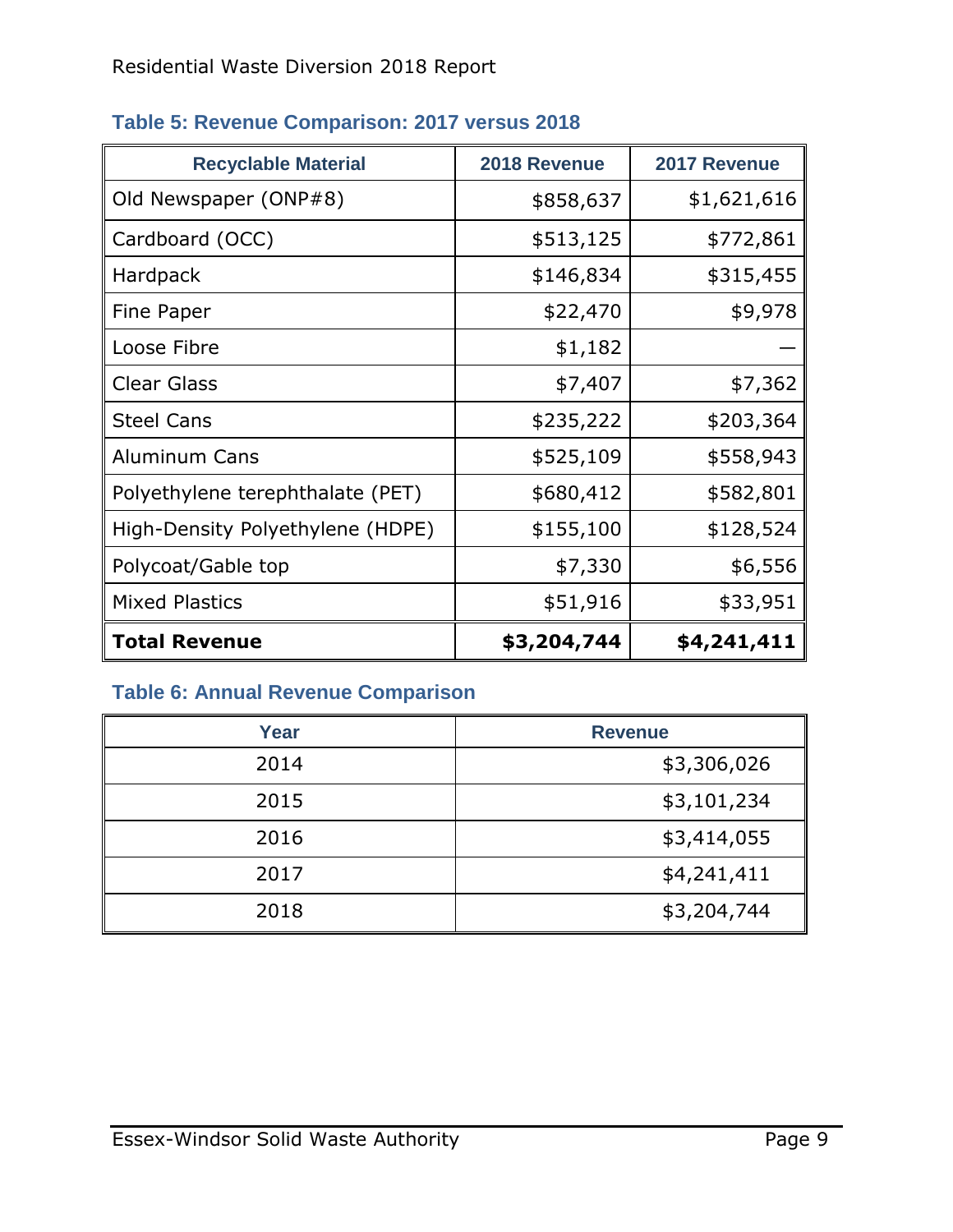### Table 5: Revenue Comparison: 2017 versus 2018

| Recyclable Material | 2018 Revenue | 2017 Revenue |
|---|---:|---:|
| Old Newspaper (ONP#8) | $858,637 | $1,621,616 |
| Cardboard (OCC) | $513,125 | $772,861 |
| Hardpack | $146,834 | $315,455 |
| Fine Paper | $22,470 | $9,978 |
| Loose Fibre | $1,182 | — |
| Clear Glass | $7,407 | $7,362 |
| Steel Cans | $235,222 | $203,364 |
| Aluminum Cans | $525,109 | $558,943 |
| Polyethylene terephthalate (PET) | $680,412 | $582,801 |
| High-Density Polyethylene (HDPE) | $155,100 | $128,524 |
| Polycoat/Gable top | $7,330 | $6,556 |
| Mixed Plastics | $51,916 | $33,951 |
| **Total Revenue** | **$3,204,744** | **$4,241,411** |

### Table 6: Annual Revenue Comparison

| Year | Revenue |
|:---:|---:|
| 2014 | $3,306,026 |
| 2015 | $3,101,234 |
| 2016 | $3,414,055 |
| 2017 | $4,241,411 |
| 2018 | $3,204,744 |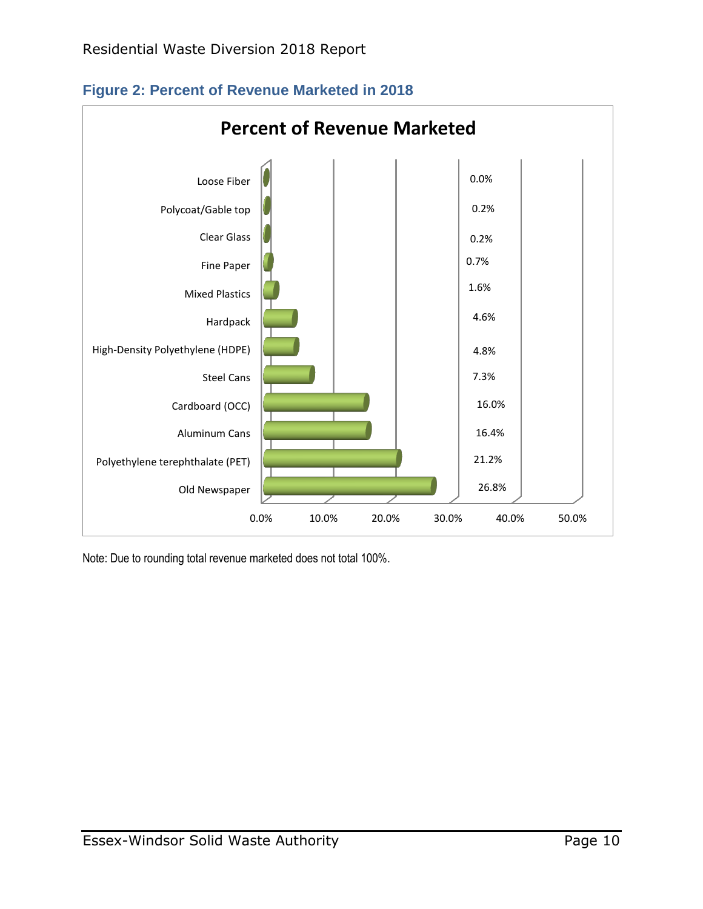## Figure 2: Percent of Revenue Marketed in 2018

**Percent of Revenue Marketed**

| Material | Percent of Revenue Marketed |
|---|---|
| Loose Fiber | 0.0% |
| Polycoat/Gable top | 0.2% |
| Clear Glass | 0.2% |
| Fine Paper | 0.7% |
| Mixed Plastics | 1.6% |
| Hardpack | 4.6% |
| High-Density Polyethylene (HDPE) | 4.8% |
| Steel Cans | 7.3% |
| Cardboard (OCC) | 16.0% |
| Aluminum Cans | 16.4% |
| Polyethylene terephthalate (PET) | 21.2% |
| Old Newspaper | 26.8% |

Note: Due to rounding total revenue marketed does not total 100%.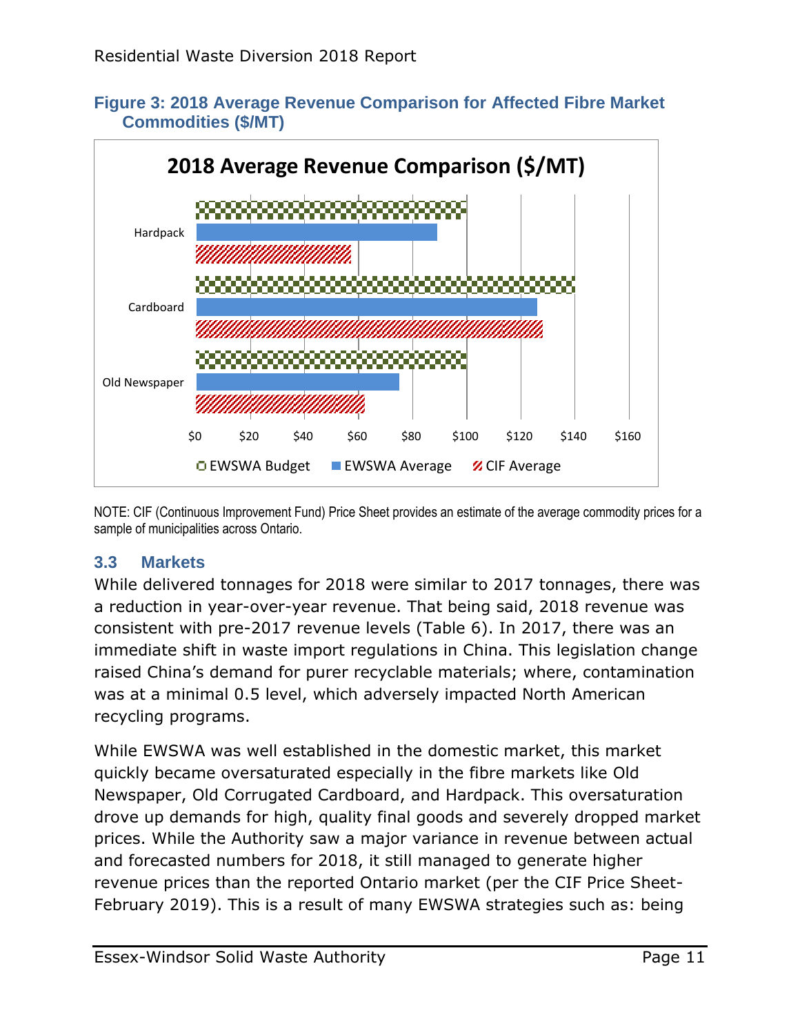**Figure 3: 2018 Average Revenue Comparison for Affected Fibre Market Commodities ($/MT)**

NOTE: CIF (Continuous Improvement Fund) Price Sheet provides an estimate of the average commodity prices for a sample of municipalities across Ontario.

### 3.3 Markets

While delivered tonnages for 2018 were similar to 2017 tonnages, there was a reduction in year-over-year revenue. That being said, 2018 revenue was consistent with pre-2017 revenue levels (Table 6). In 2017, there was an immediate shift in waste import regulations in China. This legislation change raised China's demand for purer recyclable materials; where, contamination was at a minimal 0.5 level, which adversely impacted North American recycling programs.

While EWSWA was well established in the domestic market, this market quickly became oversaturated especially in the fibre markets like Old Newspaper, Old Corrugated Cardboard, and Hardpack. This oversaturation drove up demands for high, quality final goods and severely dropped market prices. While the Authority saw a major variance in revenue between actual and forecasted numbers for 2018, it still managed to generate higher revenue prices than the reported Ontario market (per the CIF Price Sheet-February 2019). This is a result of many EWSWA strategies such as: being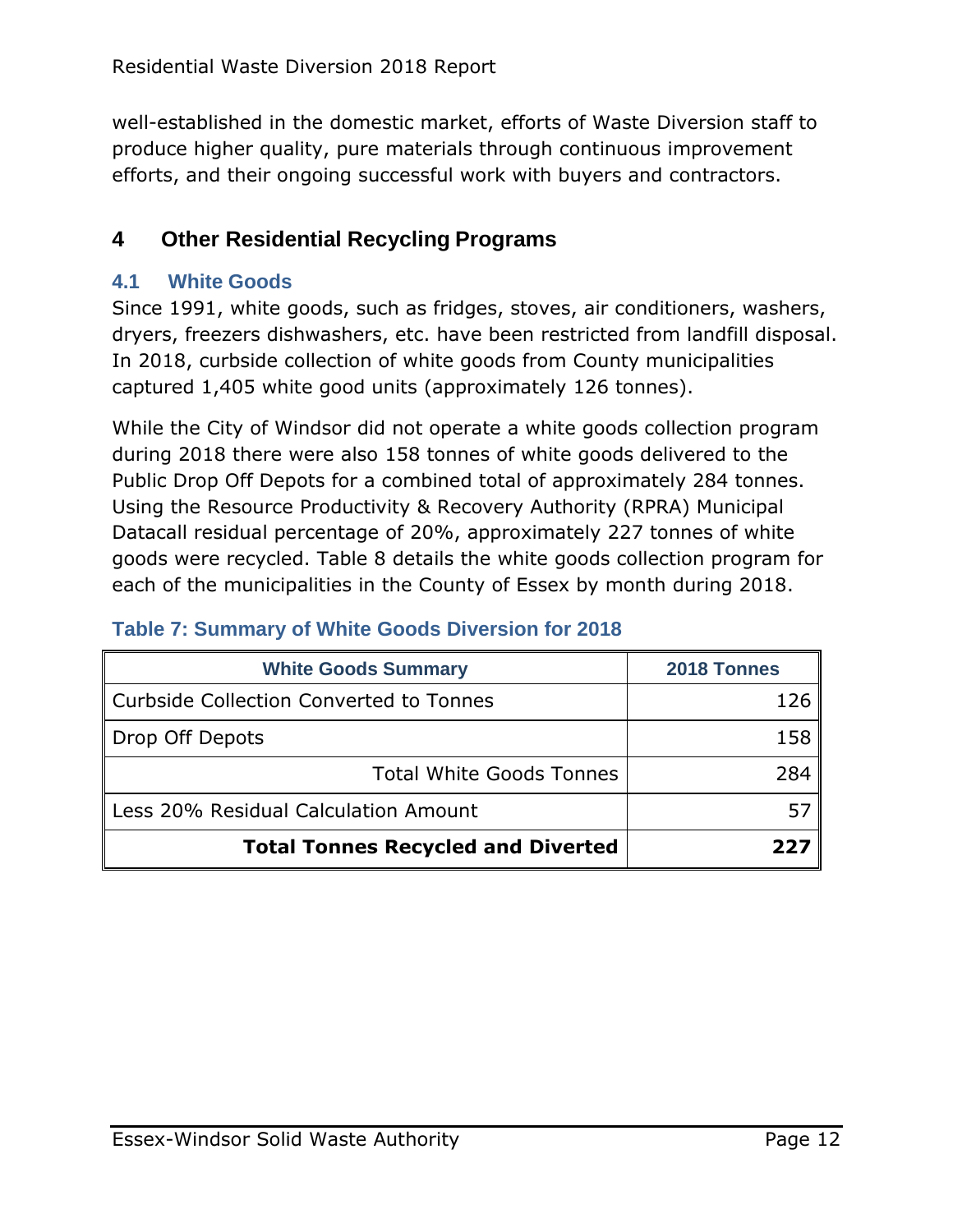well-established in the domestic market, efforts of Waste Diversion staff to produce higher quality, pure materials through continuous improvement efforts, and their ongoing successful work with buyers and contractors.

# 4 Other Residential Recycling Programs

## 4.1 White Goods

Since 1991, white goods, such as fridges, stoves, air conditioners, washers, dryers, freezers dishwashers, etc. have been restricted from landfill disposal. In 2018, curbside collection of white goods from County municipalities captured 1,405 white good units (approximately 126 tonnes).

While the City of Windsor did not operate a white goods collection program during 2018 there were also 158 tonnes of white goods delivered to the Public Drop Off Depots for a combined total of approximately 284 tonnes. Using the Resource Productivity & Recovery Authority (RPRA) Municipal Datacall residual percentage of 20%, approximately 227 tonnes of white goods were recycled. Table 8 details the white goods collection program for each of the municipalities in the County of Essex by month during 2018.

### Table 7: Summary of White Goods Diversion for 2018

| White Goods Summary | 2018 Tonnes |
|---|---|
| Curbside Collection Converted to Tonnes | 126 |
| Drop Off Depots | 158 |
| Total White Goods Tonnes | 284 |
| Less 20% Residual Calculation Amount | 57 |
| **Total Tonnes Recycled and Diverted** | **227** |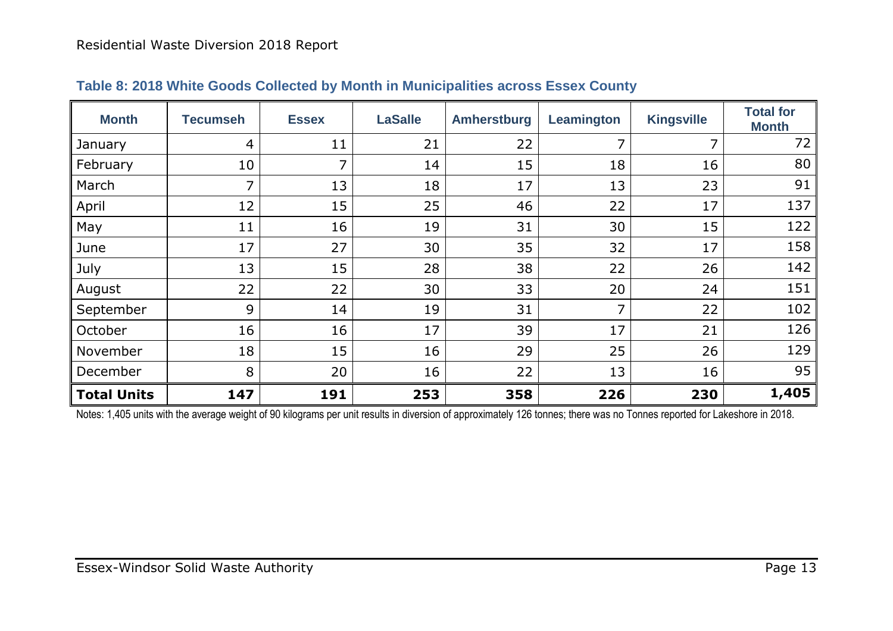**Table 8: 2018 White Goods Collected by Month in Municipalities across Essex County**

| Month | Tecumseh | Essex | LaSalle | Amherstburg | Leamington | Kingsville | Total for Month |
|---|---|---|---|---|---|---|---|
| January | 4 | 11 | 21 | 22 | 7 | 7 | 72 |
| February | 10 | 7 | 14 | 15 | 18 | 16 | 80 |
| March | 7 | 13 | 18 | 17 | 13 | 23 | 91 |
| April | 12 | 15 | 25 | 46 | 22 | 17 | 137 |
| May | 11 | 16 | 19 | 31 | 30 | 15 | 122 |
| June | 17 | 27 | 30 | 35 | 32 | 17 | 158 |
| July | 13 | 15 | 28 | 38 | 22 | 26 | 142 |
| August | 22 | 22 | 30 | 33 | 20 | 24 | 151 |
| September | 9 | 14 | 19 | 31 | 7 | 22 | 102 |
| October | 16 | 16 | 17 | 39 | 17 | 21 | 126 |
| November | 18 | 15 | 16 | 29 | 25 | 26 | 129 |
| December | 8 | 20 | 16 | 22 | 13 | 16 | 95 |
| **Total Units** | **147** | **191** | **253** | **358** | **226** | **230** | **1,405** |

Notes: 1,405 units with the average weight of 90 kilograms per unit results in diversion of approximately 126 tonnes; there was no Tonnes reported for Lakeshore in 2018.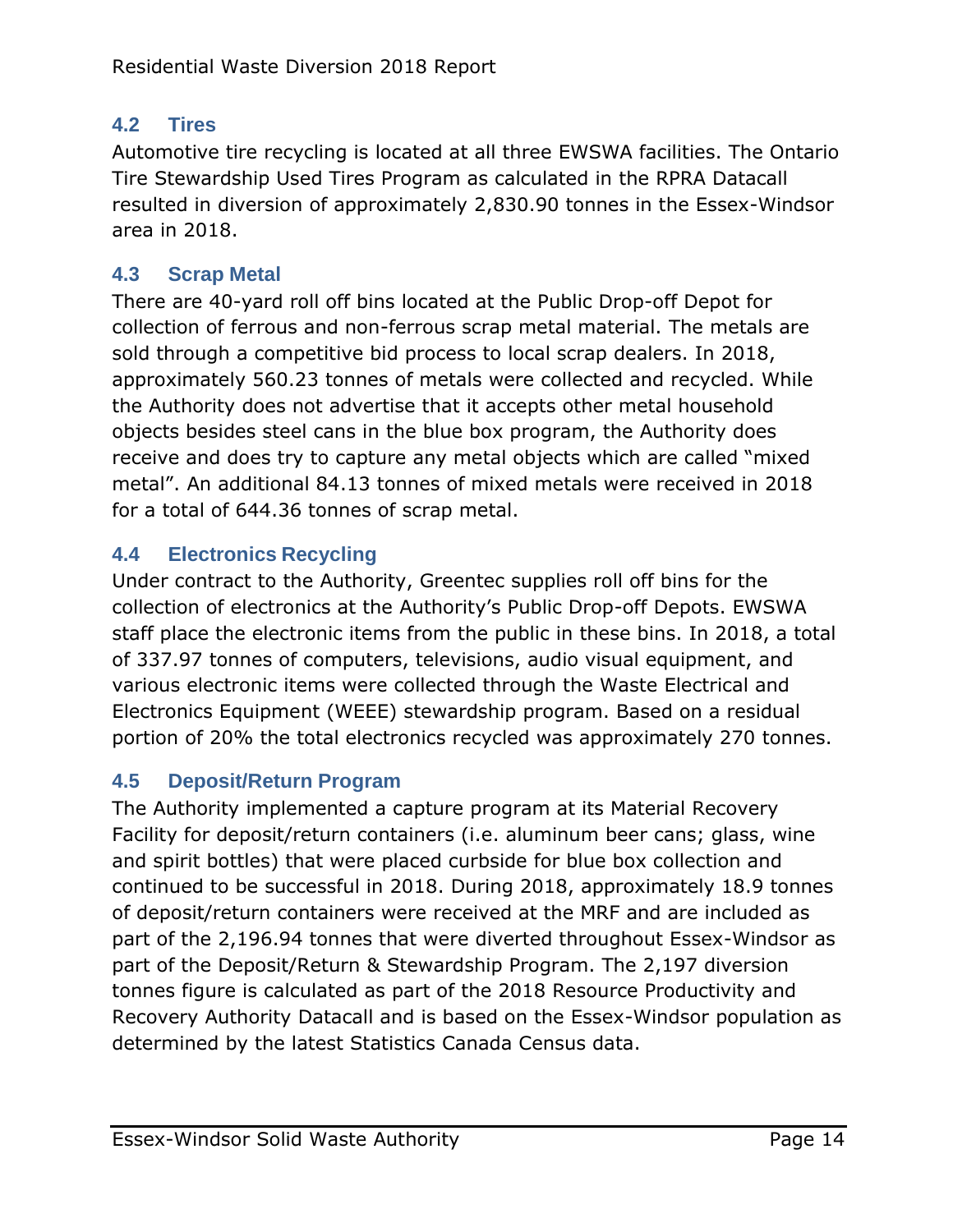### 4.2 Tires

Automotive tire recycling is located at all three EWSWA facilities. The Ontario Tire Stewardship Used Tires Program as calculated in the RPRA Datacall resulted in diversion of approximately 2,830.90 tonnes in the Essex-Windsor area in 2018.

### 4.3 Scrap Metal

There are 40-yard roll off bins located at the Public Drop-off Depot for collection of ferrous and non-ferrous scrap metal material. The metals are sold through a competitive bid process to local scrap dealers. In 2018, approximately 560.23 tonnes of metals were collected and recycled. While the Authority does not advertise that it accepts other metal household objects besides steel cans in the blue box program, the Authority does receive and does try to capture any metal objects which are called "mixed metal". An additional 84.13 tonnes of mixed metals were received in 2018 for a total of 644.36 tonnes of scrap metal.

### 4.4 Electronics Recycling

Under contract to the Authority, Greentec supplies roll off bins for the collection of electronics at the Authority's Public Drop-off Depots. EWSWA staff place the electronic items from the public in these bins. In 2018, a total of 337.97 tonnes of computers, televisions, audio visual equipment, and various electronic items were collected through the Waste Electrical and Electronics Equipment (WEEE) stewardship program. Based on a residual portion of 20% the total electronics recycled was approximately 270 tonnes.

### 4.5 Deposit/Return Program

The Authority implemented a capture program at its Material Recovery Facility for deposit/return containers (i.e. aluminum beer cans; glass, wine and spirit bottles) that were placed curbside for blue box collection and continued to be successful in 2018. During 2018, approximately 18.9 tonnes of deposit/return containers were received at the MRF and are included as part of the 2,196.94 tonnes that were diverted throughout Essex-Windsor as part of the Deposit/Return & Stewardship Program. The 2,197 diversion tonnes figure is calculated as part of the 2018 Resource Productivity and Recovery Authority Datacall and is based on the Essex-Windsor population as determined by the latest Statistics Canada Census data.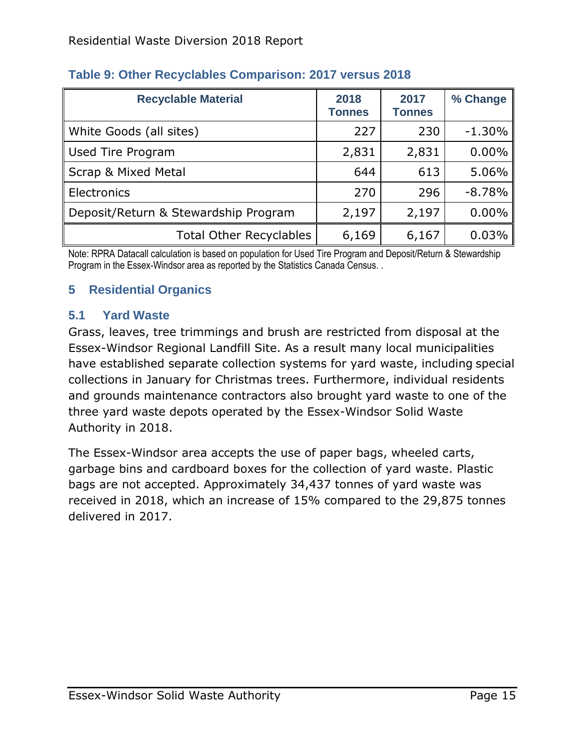**Table 9: Other Recyclables Comparison: 2017 versus 2018**

| Recyclable Material | 2018 Tonnes | 2017 Tonnes | % Change |
|---|---|---|---|
| White Goods (all sites) | 227 | 230 | -1.30% |
| Used Tire Program | 2,831 | 2,831 | 0.00% |
| Scrap & Mixed Metal | 644 | 613 | 5.06% |
| Electronics | 270 | 296 | -8.78% |
| Deposit/Return & Stewardship Program | 2,197 | 2,197 | 0.00% |
| Total Other Recyclables | 6,169 | 6,167 | 0.03% |

Note: RPRA Datacall calculation is based on population for Used Tire Program and Deposit/Return & Stewardship Program in the Essex-Windsor area as reported by the Statistics Canada Census. .

## 5 Residential Organics

### 5.1 Yard Waste

Grass, leaves, tree trimmings and brush are restricted from disposal at the Essex-Windsor Regional Landfill Site. As a result many local municipalities have established separate collection systems for yard waste, including special collections in January for Christmas trees. Furthermore, individual residents and grounds maintenance contractors also brought yard waste to one of the three yard waste depots operated by the Essex-Windsor Solid Waste Authority in 2018.

The Essex-Windsor area accepts the use of paper bags, wheeled carts, garbage bins and cardboard boxes for the collection of yard waste. Plastic bags are not accepted. Approximately 34,437 tonnes of yard waste was received in 2018, which an increase of 15% compared to the 29,875 tonnes delivered in 2017.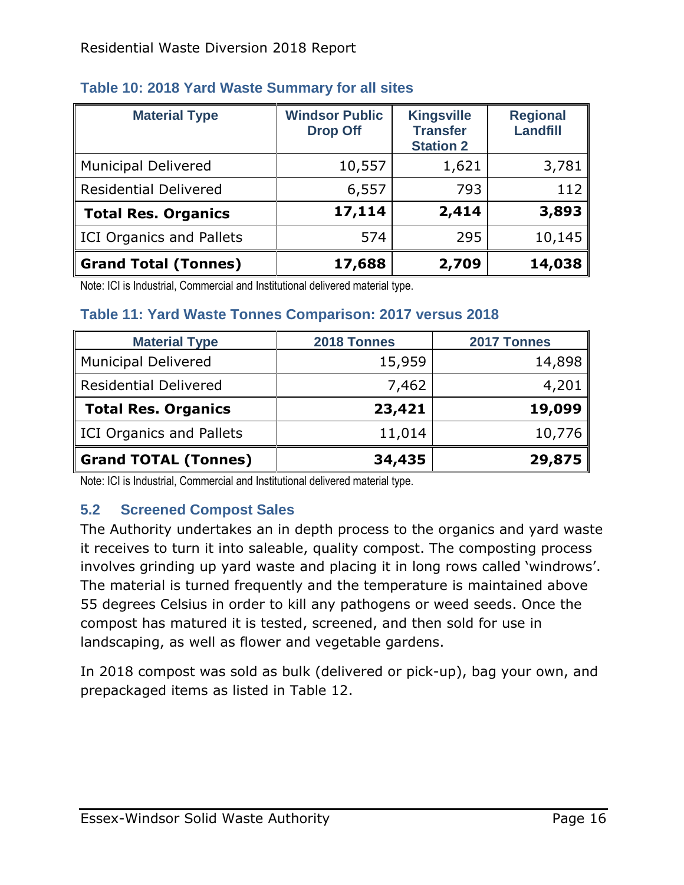**Table 10: 2018 Yard Waste Summary for all sites**

| Material Type | Windsor Public Drop Off | Kingsville Transfer Station 2 | Regional Landfill |
|---|---|---|---|
| Municipal Delivered | 10,557 | 1,621 | 3,781 |
| Residential Delivered | 6,557 | 793 | 112 |
| **Total Res. Organics** | **17,114** | **2,414** | **3,893** |
| ICI Organics and Pallets | 574 | 295 | 10,145 |
| **Grand Total (Tonnes)** | **17,688** | **2,709** | **14,038** |

Note: ICI is Industrial, Commercial and Institutional delivered material type.

**Table 11: Yard Waste Tonnes Comparison: 2017 versus 2018**

| Material Type | 2018 Tonnes | 2017 Tonnes |
|---|---|---|
| Municipal Delivered | 15,959 | 14,898 |
| Residential Delivered | 7,462 | 4,201 |
| **Total Res. Organics** | **23,421** | **19,099** |
| ICI Organics and Pallets | 11,014 | 10,776 |
| **Grand TOTAL (Tonnes)** | **34,435** | **29,875** |

Note: ICI is Industrial, Commercial and Institutional delivered material type.

## 5.2 Screened Compost Sales

The Authority undertakes an in depth process to the organics and yard waste it receives to turn it into saleable, quality compost. The composting process involves grinding up yard waste and placing it in long rows called 'windrows'. The material is turned frequently and the temperature is maintained above 55 degrees Celsius in order to kill any pathogens or weed seeds. Once the compost has matured it is tested, screened, and then sold for use in landscaping, as well as flower and vegetable gardens.

In 2018 compost was sold as bulk (delivered or pick-up), bag your own, and prepackaged items as listed in Table 12.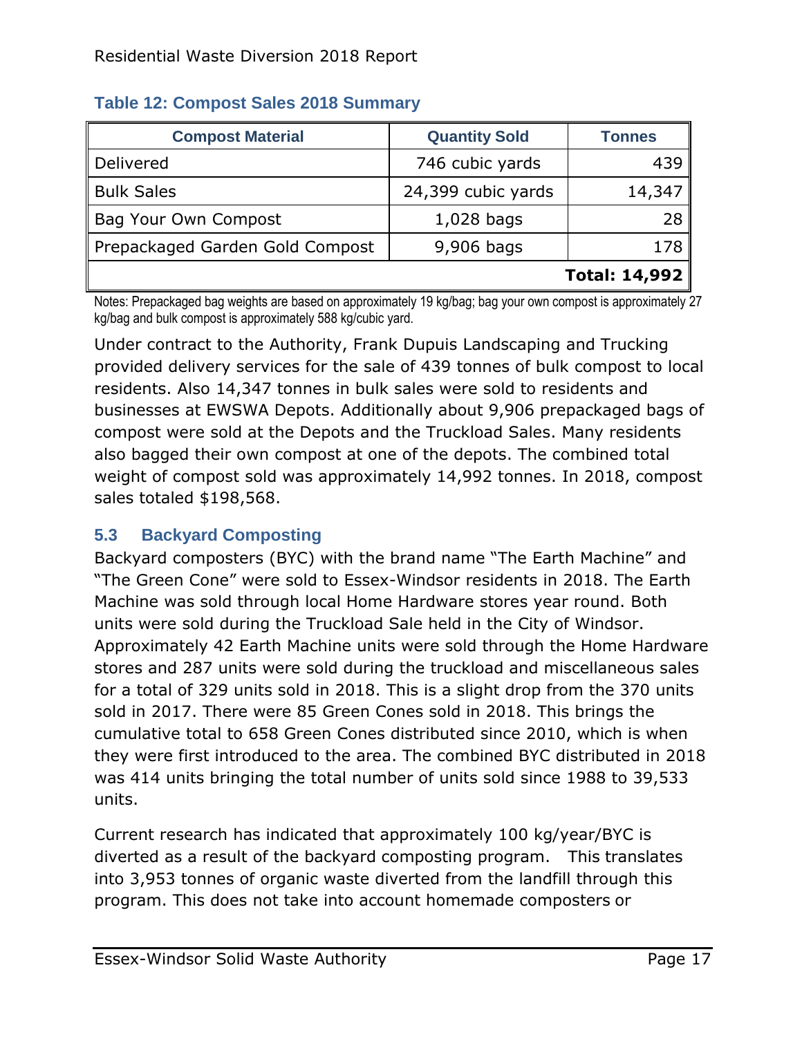**Table 12: Compost Sales 2018 Summary**

| Compost Material | Quantity Sold | Tonnes |
|---|---|---|
| Delivered | 746 cubic yards | 439 |
| Bulk Sales | 24,399 cubic yards | 14,347 |
| Bag Your Own Compost | 1,028 bags | 28 |
| Prepackaged Garden Gold Compost | 9,906 bags | 178 |
| | | **Total: 14,992** |

Notes: Prepackaged bag weights are based on approximately 19 kg/bag; bag your own compost is approximately 27 kg/bag and bulk compost is approximately 588 kg/cubic yard.

Under contract to the Authority, Frank Dupuis Landscaping and Trucking provided delivery services for the sale of 439 tonnes of bulk compost to local residents. Also 14,347 tonnes in bulk sales were sold to residents and businesses at EWSWA Depots. Additionally about 9,906 prepackaged bags of compost were sold at the Depots and the Truckload Sales. Many residents also bagged their own compost at one of the depots. The combined total weight of compost sold was approximately 14,992 tonnes. In 2018, compost sales totaled $198,568.

## 5.3 Backyard Composting

Backyard composters (BYC) with the brand name "The Earth Machine" and "The Green Cone" were sold to Essex-Windsor residents in 2018. The Earth Machine was sold through local Home Hardware stores year round. Both units were sold during the Truckload Sale held in the City of Windsor. Approximately 42 Earth Machine units were sold through the Home Hardware stores and 287 units were sold during the truckload and miscellaneous sales for a total of 329 units sold in 2018. This is a slight drop from the 370 units sold in 2017. There were 85 Green Cones sold in 2018. This brings the cumulative total to 658 Green Cones distributed since 2010, which is when they were first introduced to the area. The combined BYC distributed in 2018 was 414 units bringing the total number of units sold since 1988 to 39,533 units.

Current research has indicated that approximately 100 kg/year/BYC is diverted as a result of the backyard composting program. This translates into 3,953 tonnes of organic waste diverted from the landfill through this program. This does not take into account homemade composters or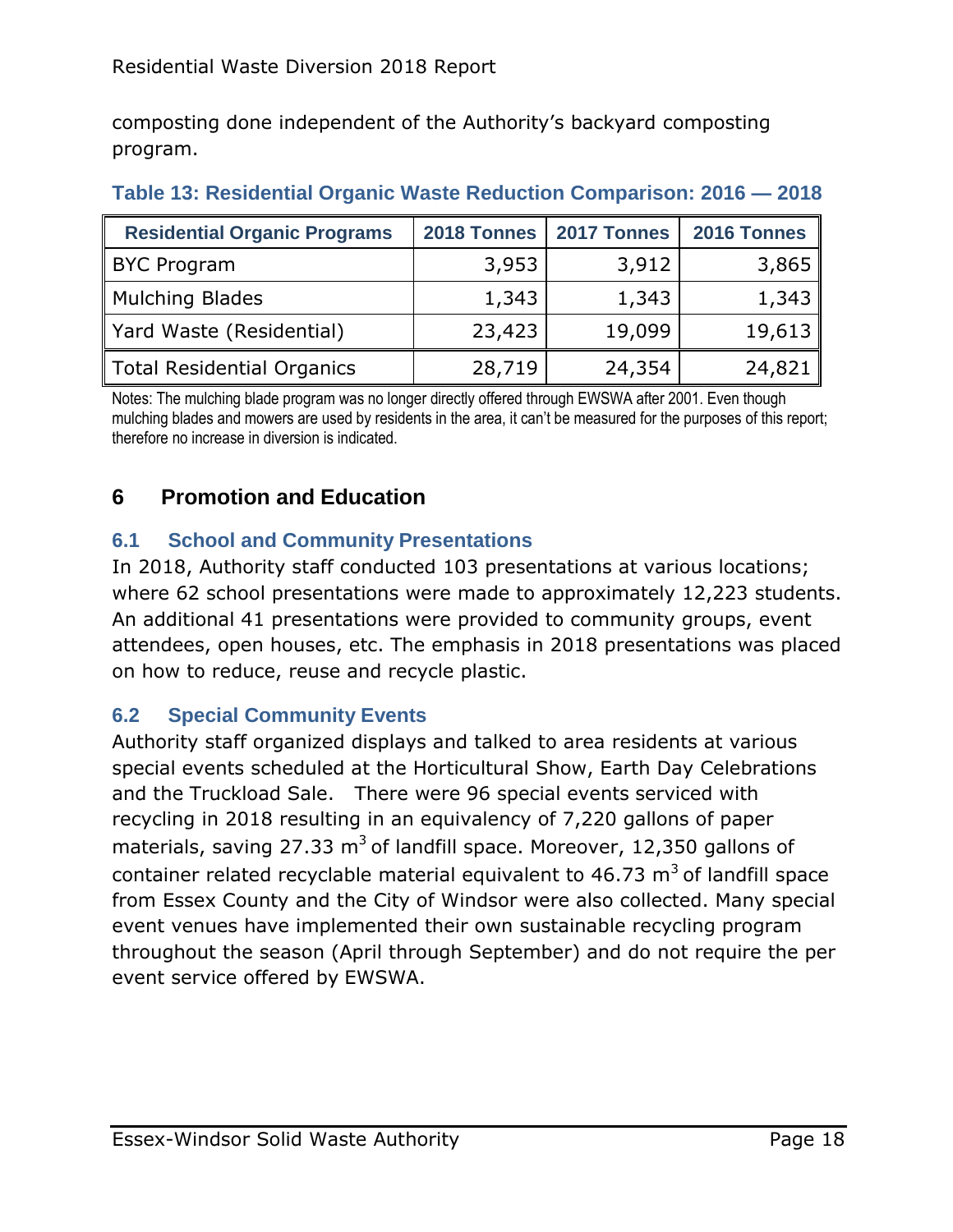composting done independent of the Authority's backyard composting program.

**Table 13: Residential Organic Waste Reduction Comparison: 2016 — 2018**

| Residential Organic Programs | 2018 Tonnes | 2017 Tonnes | 2016 Tonnes |
|---|---|---|---|
| BYC Program | 3,953 | 3,912 | 3,865 |
| Mulching Blades | 1,343 | 1,343 | 1,343 |
| Yard Waste (Residential) | 23,423 | 19,099 | 19,613 |
| Total Residential Organics | 28,719 | 24,354 | 24,821 |

Notes: The mulching blade program was no longer directly offered through EWSWA after 2001. Even though mulching blades and mowers are used by residents in the area, it can't be measured for the purposes of this report; therefore no increase in diversion is indicated.

# 6 Promotion and Education

## 6.1 School and Community Presentations

In 2018, Authority staff conducted 103 presentations at various locations; where 62 school presentations were made to approximately 12,223 students. An additional 41 presentations were provided to community groups, event attendees, open houses, etc. The emphasis in 2018 presentations was placed on how to reduce, reuse and recycle plastic.

## 6.2 Special Community Events

Authority staff organized displays and talked to area residents at various special events scheduled at the Horticultural Show, Earth Day Celebrations and the Truckload Sale. There were 96 special events serviced with recycling in 2018 resulting in an equivalency of 7,220 gallons of paper materials, saving 27.33 $m^3$ of landfill space. Moreover, 12,350 gallons of container related recyclable material equivalent to 46.73 $m^3$ of landfill space from Essex County and the City of Windsor were also collected. Many special event venues have implemented their own sustainable recycling program throughout the season (April through September) and do not require the per event service offered by EWSWA.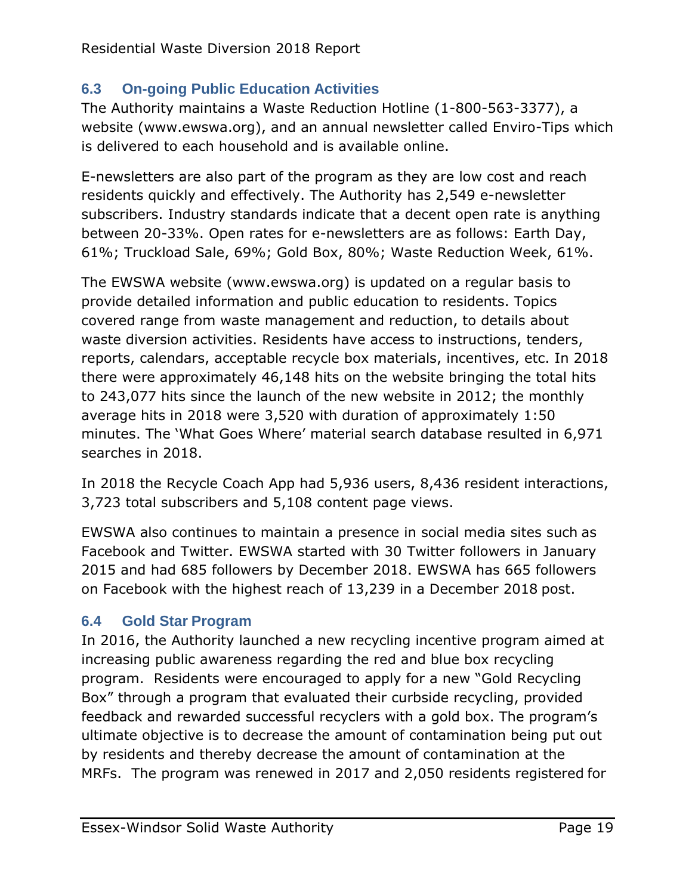### 6.3 On-going Public Education Activities

The Authority maintains a Waste Reduction Hotline (1-800-563-3377), a website (www.ewswa.org), and an annual newsletter called Enviro-Tips which is delivered to each household and is available online.

E-newsletters are also part of the program as they are low cost and reach residents quickly and effectively. The Authority has 2,549 e-newsletter subscribers. Industry standards indicate that a decent open rate is anything between 20-33%. Open rates for e-newsletters are as follows: Earth Day, 61%; Truckload Sale, 69%; Gold Box, 80%; Waste Reduction Week, 61%.

The EWSWA website (www.ewswa.org) is updated on a regular basis to provide detailed information and public education to residents. Topics covered range from waste management and reduction, to details about waste diversion activities. Residents have access to instructions, tenders, reports, calendars, acceptable recycle box materials, incentives, etc. In 2018 there were approximately 46,148 hits on the website bringing the total hits to 243,077 hits since the launch of the new website in 2012; the monthly average hits in 2018 were 3,520 with duration of approximately 1:50 minutes. The 'What Goes Where' material search database resulted in 6,971 searches in 2018.

In 2018 the Recycle Coach App had 5,936 users, 8,436 resident interactions, 3,723 total subscribers and 5,108 content page views.

EWSWA also continues to maintain a presence in social media sites such as Facebook and Twitter. EWSWA started with 30 Twitter followers in January 2015 and had 685 followers by December 2018. EWSWA has 665 followers on Facebook with the highest reach of 13,239 in a December 2018 post.

### 6.4 Gold Star Program

In 2016, the Authority launched a new recycling incentive program aimed at increasing public awareness regarding the red and blue box recycling program. Residents were encouraged to apply for a new "Gold Recycling Box" through a program that evaluated their curbside recycling, provided feedback and rewarded successful recyclers with a gold box. The program's ultimate objective is to decrease the amount of contamination being put out by residents and thereby decrease the amount of contamination at the MRFs. The program was renewed in 2017 and 2,050 residents registered for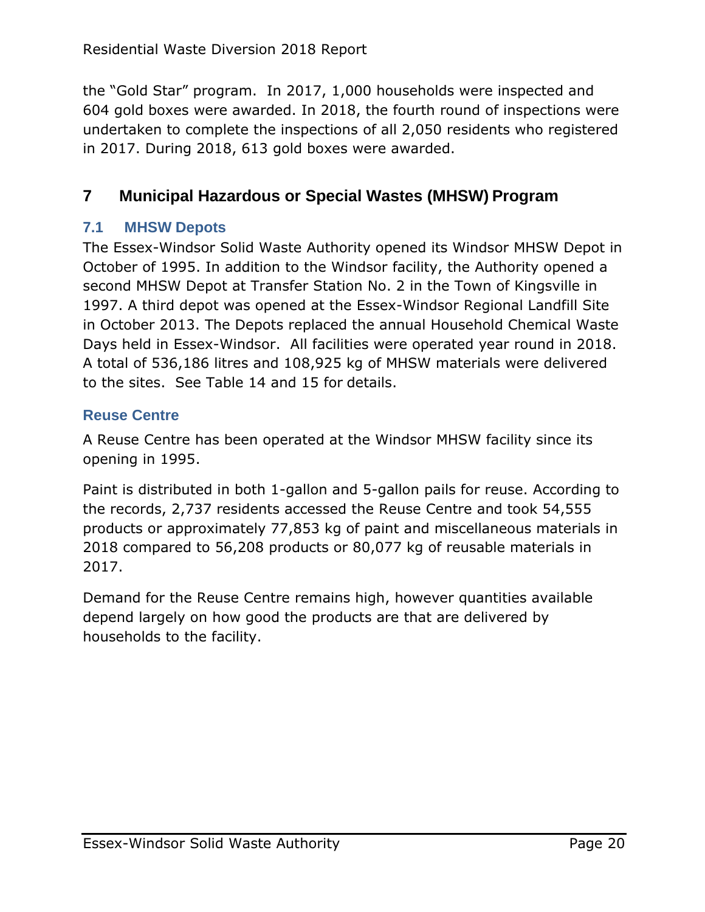the “Gold Star” program. In 2017, 1,000 households were inspected and 604 gold boxes were awarded. In 2018, the fourth round of inspections were undertaken to complete the inspections of all 2,050 residents who registered in 2017. During 2018, 613 gold boxes were awarded.

# 7 Municipal Hazardous or Special Wastes (MHSW) Program

## 7.1 MHSW Depots

The Essex-Windsor Solid Waste Authority opened its Windsor MHSW Depot in October of 1995. In addition to the Windsor facility, the Authority opened a second MHSW Depot at Transfer Station No. 2 in the Town of Kingsville in 1997. A third depot was opened at the Essex-Windsor Regional Landfill Site in October 2013. The Depots replaced the annual Household Chemical Waste Days held in Essex-Windsor. All facilities were operated year round in 2018. A total of 536,186 litres and 108,925 kg of MHSW materials were delivered to the sites. See Table 14 and 15 for details.

### Reuse Centre

A Reuse Centre has been operated at the Windsor MHSW facility since its opening in 1995.

Paint is distributed in both 1-gallon and 5-gallon pails for reuse. According to the records, 2,737 residents accessed the Reuse Centre and took 54,555 products or approximately 77,853 kg of paint and miscellaneous materials in 2018 compared to 56,208 products or 80,077 kg of reusable materials in 2017.

Demand for the Reuse Centre remains high, however quantities available depend largely on how good the products are that are delivered by households to the facility.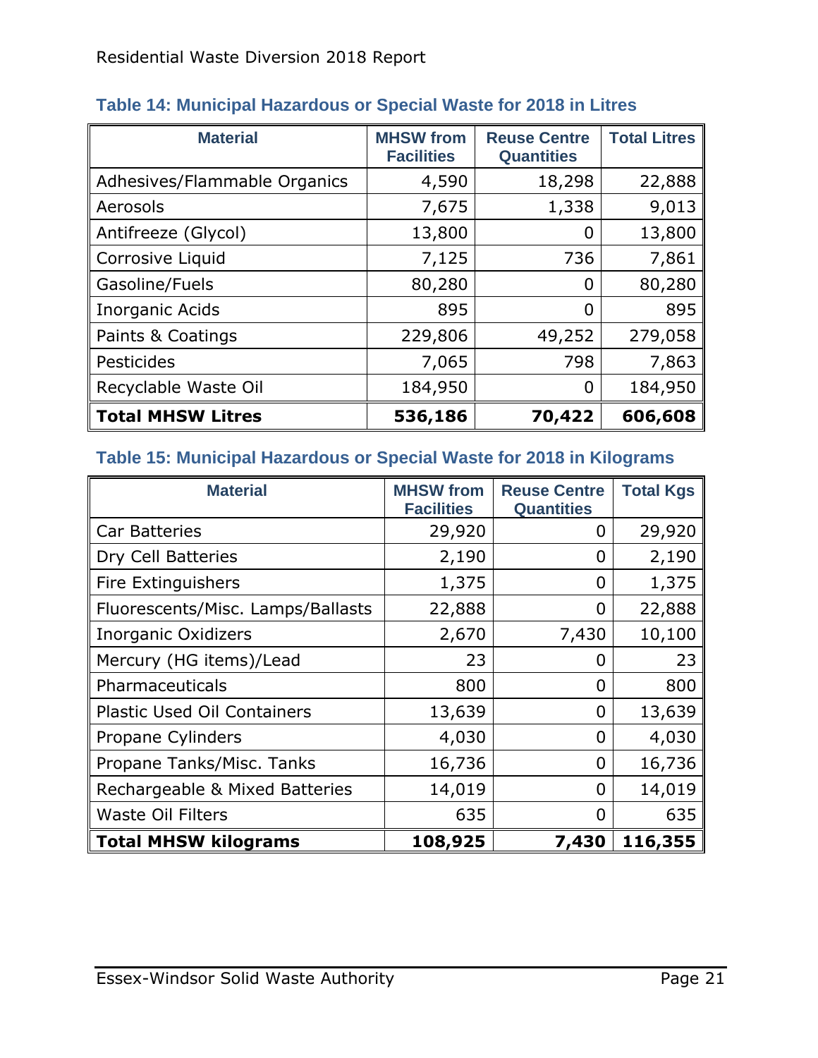### Table 14: Municipal Hazardous or Special Waste for 2018 in Litres

| Material | MHSW from Facilities | Reuse Centre Quantities | Total Litres |
|---|---|---|---|
| Adhesives/Flammable Organics | 4,590 | 18,298 | 22,888 |
| Aerosols | 7,675 | 1,338 | 9,013 |
| Antifreeze (Glycol) | 13,800 | 0 | 13,800 |
| Corrosive Liquid | 7,125 | 736 | 7,861 |
| Gasoline/Fuels | 80,280 | 0 | 80,280 |
| Inorganic Acids | 895 | 0 | 895 |
| Paints & Coatings | 229,806 | 49,252 | 279,058 |
| Pesticides | 7,065 | 798 | 7,863 |
| Recyclable Waste Oil | 184,950 | 0 | 184,950 |
| **Total MHSW Litres** | **536,186** | **70,422** | **606,608** |

### Table 15: Municipal Hazardous or Special Waste for 2018 in Kilograms

| Material | MHSW from Facilities | Reuse Centre Quantities | Total Kgs |
|---|---|---|---|
| Car Batteries | 29,920 | 0 | 29,920 |
| Dry Cell Batteries | 2,190 | 0 | 2,190 |
| Fire Extinguishers | 1,375 | 0 | 1,375 |
| Fluorescents/Misc. Lamps/Ballasts | 22,888 | 0 | 22,888 |
| Inorganic Oxidizers | 2,670 | 7,430 | 10,100 |
| Mercury (HG items)/Lead | 23 | 0 | 23 |
| Pharmaceuticals | 800 | 0 | 800 |
| Plastic Used Oil Containers | 13,639 | 0 | 13,639 |
| Propane Cylinders | 4,030 | 0 | 4,030 |
| Propane Tanks/Misc. Tanks | 16,736 | 0 | 16,736 |
| Rechargeable & Mixed Batteries | 14,019 | 0 | 14,019 |
| Waste Oil Filters | 635 | 0 | 635 |
| **Total MHSW kilograms** | **108,925** | **7,430** | **116,355** |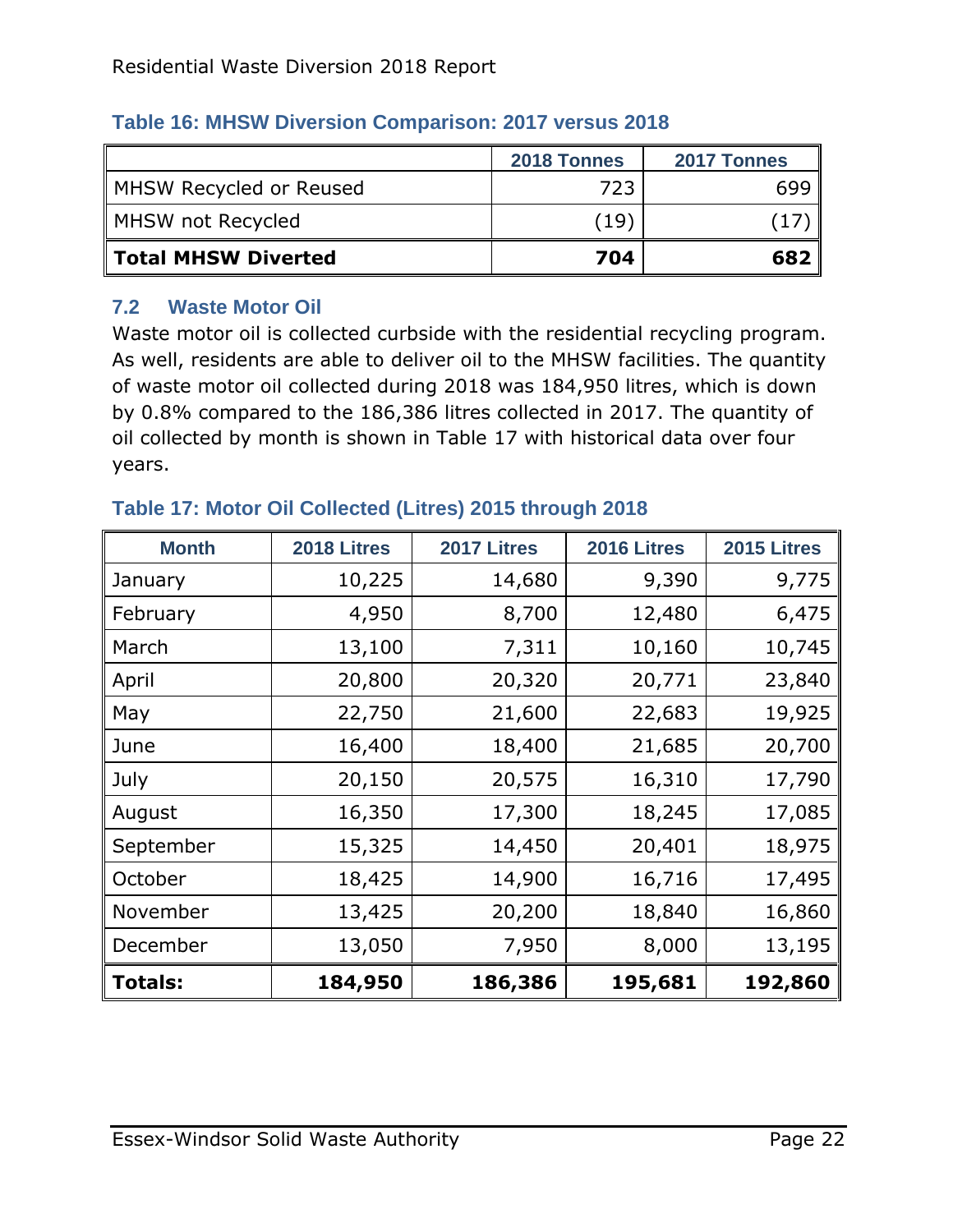**Table 16: MHSW Diversion Comparison: 2017 versus 2018**

| | 2018 Tonnes | 2017 Tonnes |
|---|---|---|
| MHSW Recycled or Reused | 723 | 699 |
| MHSW not Recycled | (19) | (17) |
| **Total MHSW Diverted** | **704** | **682** |

## 7.2 Waste Motor Oil

Waste motor oil is collected curbside with the residential recycling program. As well, residents are able to deliver oil to the MHSW facilities. The quantity of waste motor oil collected during 2018 was 184,950 litres, which is down by 0.8% compared to the 186,386 litres collected in 2017. The quantity of oil collected by month is shown in Table 17 with historical data over four years.

**Table 17: Motor Oil Collected (Litres) 2015 through 2018**

| Month | 2018 Litres | 2017 Litres | 2016 Litres | 2015 Litres |
|---|---|---|---|---|
| January | 10,225 | 14,680 | 9,390 | 9,775 |
| February | 4,950 | 8,700 | 12,480 | 6,475 |
| March | 13,100 | 7,311 | 10,160 | 10,745 |
| April | 20,800 | 20,320 | 20,771 | 23,840 |
| May | 22,750 | 21,600 | 22,683 | 19,925 |
| June | 16,400 | 18,400 | 21,685 | 20,700 |
| July | 20,150 | 20,575 | 16,310 | 17,790 |
| August | 16,350 | 17,300 | 18,245 | 17,085 |
| September | 15,325 | 14,450 | 20,401 | 18,975 |
| October | 18,425 | 14,900 | 16,716 | 17,495 |
| November | 13,425 | 20,200 | 18,840 | 16,860 |
| December | 13,050 | 7,950 | 8,000 | 13,195 |
| **Totals:** | **184,950** | **186,386** | **195,681** | **192,860** |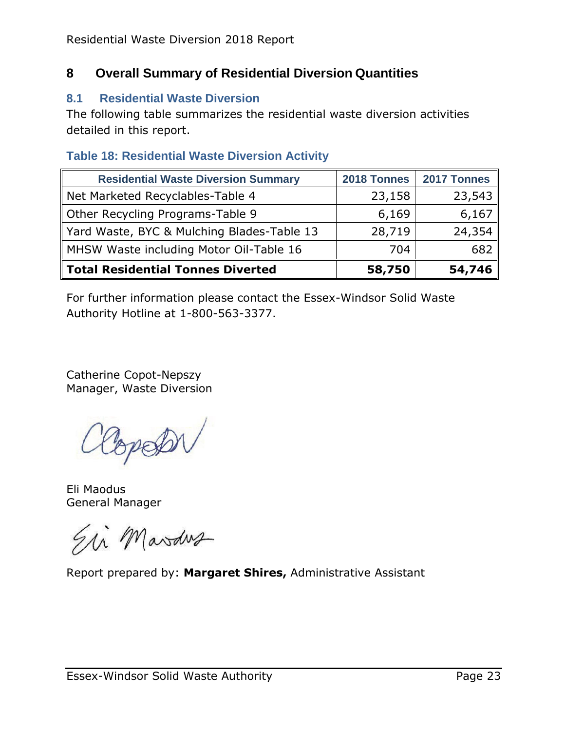# 8 Overall Summary of Residential Diversion Quantities

## 8.1 Residential Waste Diversion

The following table summarizes the residential waste diversion activities detailed in this report.

### Table 18: Residential Waste Diversion Activity

| Residential Waste Diversion Summary | 2018 Tonnes | 2017 Tonnes |
|---|---|---|
| Net Marketed Recyclables-Table 4 | 23,158 | 23,543 |
| Other Recycling Programs-Table 9 | 6,169 | 6,167 |
| Yard Waste, BYC & Mulching Blades-Table 13 | 28,719 | 24,354 |
| MHSW Waste including Motor Oil-Table 16 | 704 | 682 |
| **Total Residential Tonnes Diverted** | **58,750** | **54,746** |

For further information please contact the Essex-Windsor Solid Waste Authority Hotline at 1-800-563-3377.

Catherine Copot-Nepszy
Manager, Waste Diversion

Eli Maodus
General Manager

Report prepared by: **Margaret Shires,** Administrative Assistant